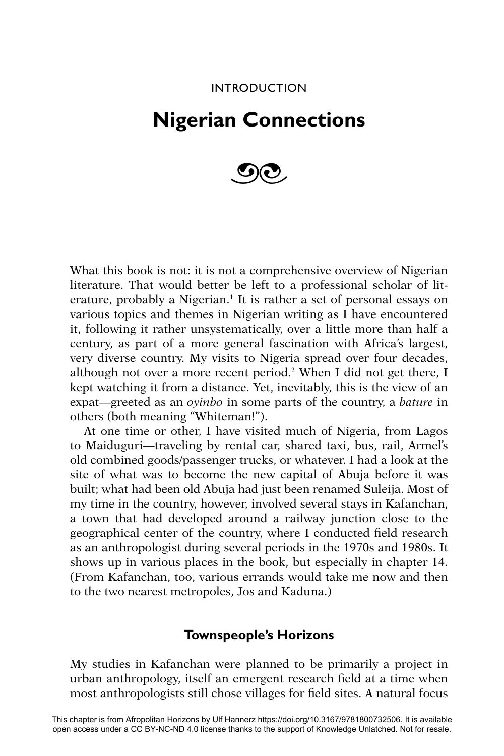INTRODUCTION

# Nigerian Connections

What this book is not: it is not a comprehensive overview of Nigerian literature. That would better be left to a professional scholar of literature, probably a Nigerian.[1] It is rather a set of personal essays on various topics and themes in Nigerian writing as I have encountered it, following it rather unsystematically, over a little more than half a century, as part of a more general fascination with Africa's largest, very diverse country. My visits to Nigeria spread over four decades, although not over a more recent period.[2] When I did not get there, I kept watching it from a distance. Yet, inevitably, this is the view of an expat—greeted as an *oyinbo* in some parts of the country, a *bature* in others (both meaning "Whiteman!").

At one time or other, I have visited much of Nigeria, from Lagos to Maiduguri—traveling by rental car, shared taxi, bus, rail, Armel's old combined goods/passenger trucks, or whatever. I had a look at the site of what was to become the new capital of Abuja before it was built; what had been old Abuja had just been renamed Suleija. Most of my time in the country, however, involved several stays in Kafanchan, a town that had developed around a railway junction close to the geographical center of the country, where I conducted field research as an anthropologist during several periods in the 1970s and 1980s. It shows up in various places in the book, but especially in chapter 14. (From Kafanchan, too, various errands would take me now and then to the two nearest metropoles, Jos and Kaduna.)

## Townspeople's Horizons

My studies in Kafanchan were planned to be primarily a project in urban anthropology, itself an emergent research field at a time when most anthropologists still chose villages for field sites. A natural focus

This chapter is from Afropolitan Horizons by Ulf Hannerz https://doi.org/10.3167/9781800732506. It is available open access under a CC BY-NC-ND 4.0 license thanks to the support of Knowledge Unlatched. Not for resale.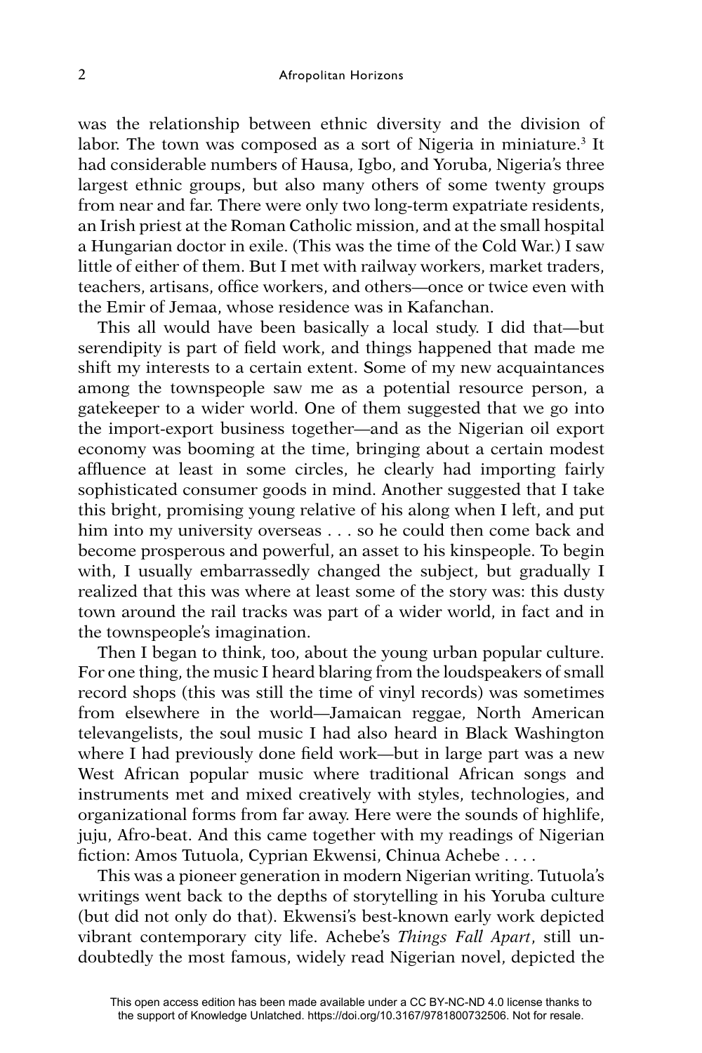was the relationship between ethnic diversity and the division of labor. The town was composed as a sort of Nigeria in miniature.[3] It had considerable numbers of Hausa, Igbo, and Yoruba, Nigeria's three largest ethnic groups, but also many others of some twenty groups from near and far. There were only two long-term expatriate residents, an Irish priest at the Roman Catholic mission, and at the small hospital a Hungarian doctor in exile. (This was the time of the Cold War.) I saw little of either of them. But I met with railway workers, market traders, teachers, artisans, office workers, and others—once or twice even with the Emir of Jemaa, whose residence was in Kafanchan.

This all would have been basically a local study. I did that—but serendipity is part of field work, and things happened that made me shift my interests to a certain extent. Some of my new acquaintances among the townspeople saw me as a potential resource person, a gatekeeper to a wider world. One of them suggested that we go into the import-export business together—and as the Nigerian oil export economy was booming at the time, bringing about a certain modest affluence at least in some circles, he clearly had importing fairly sophisticated consumer goods in mind. Another suggested that I take this bright, promising young relative of his along when I left, and put him into my university overseas . . . so he could then come back and become prosperous and powerful, an asset to his kinspeople. To begin with, I usually embarrassedly changed the subject, but gradually I realized that this was where at least some of the story was: this dusty town around the rail tracks was part of a wider world, in fact and in the townspeople's imagination.

Then I began to think, too, about the young urban popular culture. For one thing, the music I heard blaring from the loudspeakers of small record shops (this was still the time of vinyl records) was sometimes from elsewhere in the world—Jamaican reggae, North American televangelists, the soul music I had also heard in Black Washington where I had previously done field work—but in large part was a new West African popular music where traditional African songs and instruments met and mixed creatively with styles, technologies, and organizational forms from far away. Here were the sounds of highlife, juju, Afro-beat. And this came together with my readings of Nigerian fiction: Amos Tutuola, Cyprian Ekwensi, Chinua Achebe . . . .

This was a pioneer generation in modern Nigerian writing. Tutuola's writings went back to the depths of storytelling in his Yoruba culture (but did not only do that). Ekwensi's best-known early work depicted vibrant contemporary city life. Achebe's *Things Fall Apart*, still undoubtedly the most famous, widely read Nigerian novel, depicted the

This open access edition has been made available under a CC BY-NC-ND 4.0 license thanks to the support of Knowledge Unlatched. https://doi.org/10.3167/9781800732506. Not for resale.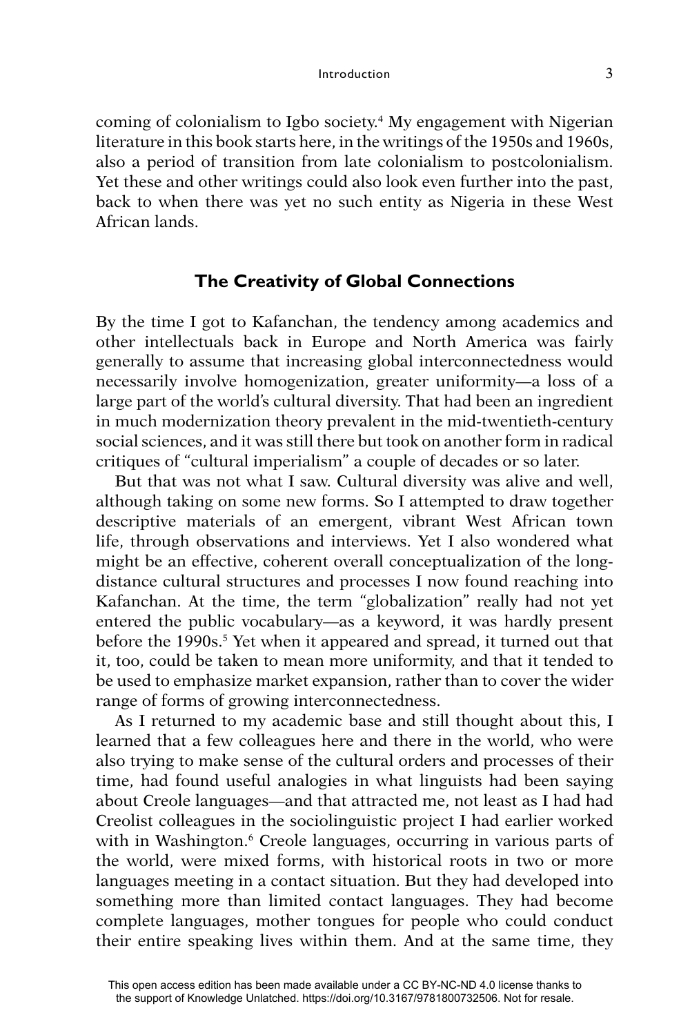coming of colonialism to Igbo society.[4] My engagement with Nigerian literature in this book starts here, in the writings of the 1950s and 1960s, also a period of transition from late colonialism to postcolonialism. Yet these and other writings could also look even further into the past, back to when there was yet no such entity as Nigeria in these West African lands.

## The Creativity of Global Connections

By the time I got to Kafanchan, the tendency among academics and other intellectuals back in Europe and North America was fairly generally to assume that increasing global interconnectedness would necessarily involve homogenization, greater uniformity—a loss of a large part of the world's cultural diversity. That had been an ingredient in much modernization theory prevalent in the mid-twentieth-century social sciences, and it was still there but took on another form in radical critiques of "cultural imperialism" a couple of decades or so later.

But that was not what I saw. Cultural diversity was alive and well, although taking on some new forms. So I attempted to draw together descriptive materials of an emergent, vibrant West African town life, through observations and interviews. Yet I also wondered what might be an effective, coherent overall conceptualization of the long-distance cultural structures and processes I now found reaching into Kafanchan. At the time, the term "globalization" really had not yet entered the public vocabulary—as a keyword, it was hardly present before the 1990s.[5] Yet when it appeared and spread, it turned out that it, too, could be taken to mean more uniformity, and that it tended to be used to emphasize market expansion, rather than to cover the wider range of forms of growing interconnectedness.

As I returned to my academic base and still thought about this, I learned that a few colleagues here and there in the world, who were also trying to make sense of the cultural orders and processes of their time, had found useful analogies in what linguists had been saying about Creole languages—and that attracted me, not least as I had had Creolist colleagues in the sociolinguistic project I had earlier worked with in Washington.[6] Creole languages, occurring in various parts of the world, were mixed forms, with historical roots in two or more languages meeting in a contact situation. But they had developed into something more than limited contact languages. They had become complete languages, mother tongues for people who could conduct their entire speaking lives within them. And at the same time, they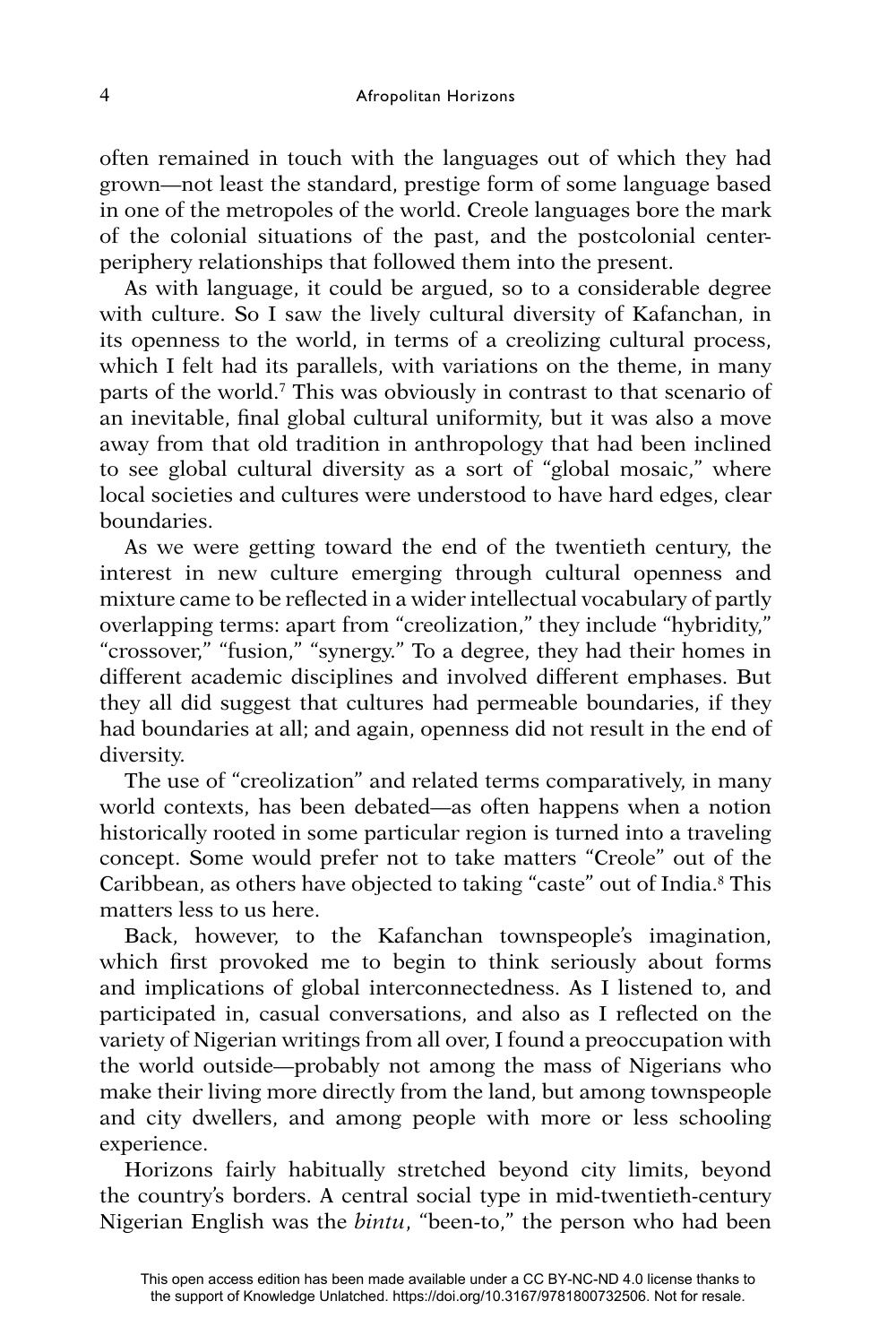often remained in touch with the languages out of which they had grown—not least the standard, prestige form of some language based in one of the metropoles of the world. Creole languages bore the mark of the colonial situations of the past, and the postcolonial center-periphery relationships that followed them into the present.

As with language, it could be argued, so to a considerable degree with culture. So I saw the lively cultural diversity of Kafanchan, in its openness to the world, in terms of a creolizing cultural process, which I felt had its parallels, with variations on the theme, in many parts of the world.[7] This was obviously in contrast to that scenario of an inevitable, final global cultural uniformity, but it was also a move away from that old tradition in anthropology that had been inclined to see global cultural diversity as a sort of "global mosaic," where local societies and cultures were understood to have hard edges, clear boundaries.

As we were getting toward the end of the twentieth century, the interest in new culture emerging through cultural openness and mixture came to be reflected in a wider intellectual vocabulary of partly overlapping terms: apart from "creolization," they include "hybridity," "crossover," "fusion," "synergy." To a degree, they had their homes in different academic disciplines and involved different emphases. But they all did suggest that cultures had permeable boundaries, if they had boundaries at all; and again, openness did not result in the end of diversity.

The use of "creolization" and related terms comparatively, in many world contexts, has been debated—as often happens when a notion historically rooted in some particular region is turned into a traveling concept. Some would prefer not to take matters "Creole" out of the Caribbean, as others have objected to taking "caste" out of India.[8] This matters less to us here.

Back, however, to the Kafanchan townspeople's imagination, which first provoked me to begin to think seriously about forms and implications of global interconnectedness. As I listened to, and participated in, casual conversations, and also as I reflected on the variety of Nigerian writings from all over, I found a preoccupation with the world outside—probably not among the mass of Nigerians who make their living more directly from the land, but among townspeople and city dwellers, and among people with more or less schooling experience.

Horizons fairly habitually stretched beyond city limits, beyond the country's borders. A central social type in mid-twentieth-century Nigerian English was the *bintu*, "been-to," the person who had been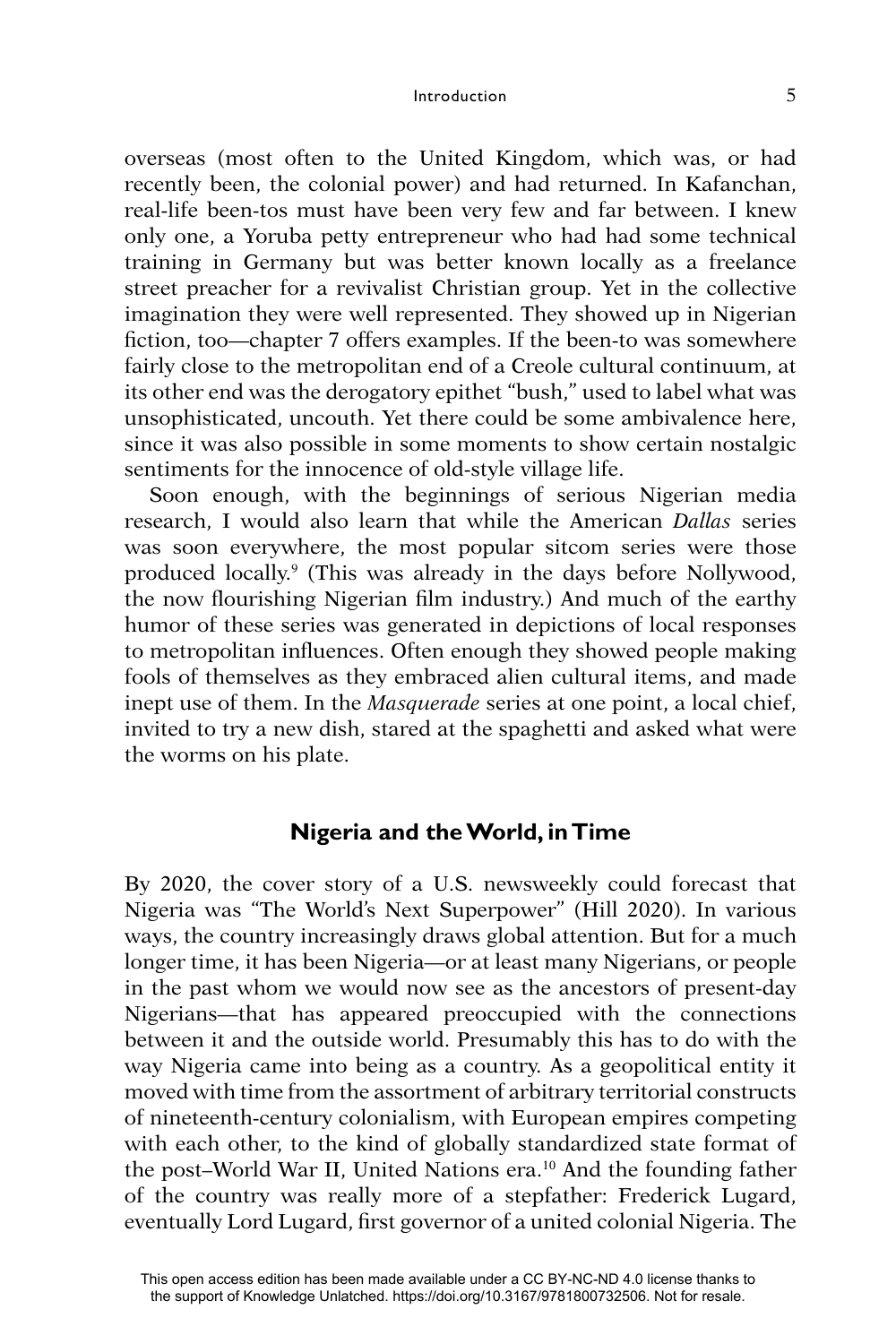overseas (most often to the United Kingdom, which was, or had recently been, the colonial power) and had returned. In Kafanchan, real-life been-tos must have been very few and far between. I knew only one, a Yoruba petty entrepreneur who had had some technical training in Germany but was better known locally as a freelance street preacher for a revivalist Christian group. Yet in the collective imagination they were well represented. They showed up in Nigerian fiction, too—chapter 7 offers examples. If the been-to was somewhere fairly close to the metropolitan end of a Creole cultural continuum, at its other end was the derogatory epithet "bush," used to label what was unsophisticated, uncouth. Yet there could be some ambivalence here, since it was also possible in some moments to show certain nostalgic sentiments for the innocence of old-style village life.

Soon enough, with the beginnings of serious Nigerian media research, I would also learn that while the American *Dallas* series was soon everywhere, the most popular sitcom series were those produced locally.[9] (This was already in the days before Nollywood, the now flourishing Nigerian film industry.) And much of the earthy humor of these series was generated in depictions of local responses to metropolitan influences. Often enough they showed people making fools of themselves as they embraced alien cultural items, and made inept use of them. In the *Masquerade* series at one point, a local chief, invited to try a new dish, stared at the spaghetti and asked what were the worms on his plate.

## Nigeria and the World, in Time

By 2020, the cover story of a U.S. newsweekly could forecast that Nigeria was "The World's Next Superpower" (Hill 2020). In various ways, the country increasingly draws global attention. But for a much longer time, it has been Nigeria—or at least many Nigerians, or people in the past whom we would now see as the ancestors of present-day Nigerians—that has appeared preoccupied with the connections between it and the outside world. Presumably this has to do with the way Nigeria came into being as a country. As a geopolitical entity it moved with time from the assortment of arbitrary territorial constructs of nineteenth-century colonialism, with European empires competing with each other, to the kind of globally standardized state format of the post–World War II, United Nations era.[10] And the founding father of the country was really more of a stepfather: Frederick Lugard, eventually Lord Lugard, first governor of a united colonial Nigeria. The

This open access edition has been made available under a CC BY-NC-ND 4.0 license thanks to the support of Knowledge Unlatched. https://doi.org/10.3167/9781800732506. Not for resale.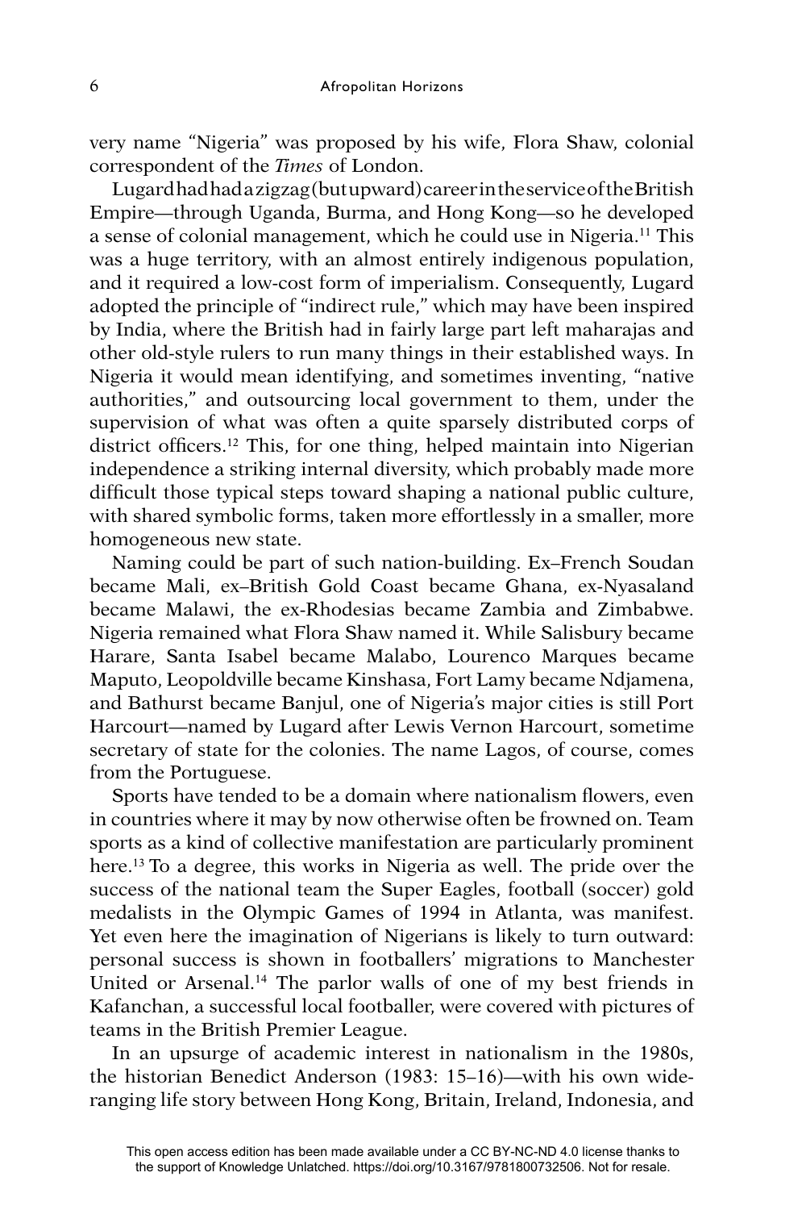very name "Nigeria" was proposed by his wife, Flora Shaw, colonial correspondent of the *Times* of London.

Lugard had had a zigzag (but upward) career in the service of the British Empire—through Uganda, Burma, and Hong Kong—so he developed a sense of colonial management, which he could use in Nigeria.[11] This was a huge territory, with an almost entirely indigenous population, and it required a low-cost form of imperialism. Consequently, Lugard adopted the principle of "indirect rule," which may have been inspired by India, where the British had in fairly large part left maharajas and other old-style rulers to run many things in their established ways. In Nigeria it would mean identifying, and sometimes inventing, "native authorities," and outsourcing local government to them, under the supervision of what was often a quite sparsely distributed corps of district officers.[12] This, for one thing, helped maintain into Nigerian independence a striking internal diversity, which probably made more difficult those typical steps toward shaping a national public culture, with shared symbolic forms, taken more effortlessly in a smaller, more homogeneous new state.

Naming could be part of such nation-building. Ex–French Soudan became Mali, ex–British Gold Coast became Ghana, ex-Nyasaland became Malawi, the ex-Rhodesias became Zambia and Zimbabwe. Nigeria remained what Flora Shaw named it. While Salisbury became Harare, Santa Isabel became Malabo, Lourenco Marques became Maputo, Leopoldville became Kinshasa, Fort Lamy became Ndjamena, and Bathurst became Banjul, one of Nigeria's major cities is still Port Harcourt—named by Lugard after Lewis Vernon Harcourt, sometime secretary of state for the colonies. The name Lagos, of course, comes from the Portuguese.

Sports have tended to be a domain where nationalism flowers, even in countries where it may by now otherwise often be frowned on. Team sports as a kind of collective manifestation are particularly prominent here.[13] To a degree, this works in Nigeria as well. The pride over the success of the national team the Super Eagles, football (soccer) gold medalists in the Olympic Games of 1994 in Atlanta, was manifest. Yet even here the imagination of Nigerians is likely to turn outward: personal success is shown in footballers' migrations to Manchester United or Arsenal.[14] The parlor walls of one of my best friends in Kafanchan, a successful local footballer, were covered with pictures of teams in the British Premier League.

In an upsurge of academic interest in nationalism in the 1980s, the historian Benedict Anderson (1983: 15–16)—with his own wide-ranging life story between Hong Kong, Britain, Ireland, Indonesia, and

This open access edition has been made available under a CC BY-NC-ND 4.0 license thanks to the support of Knowledge Unlatched. https://doi.org/10.3167/9781800732506. Not for resale.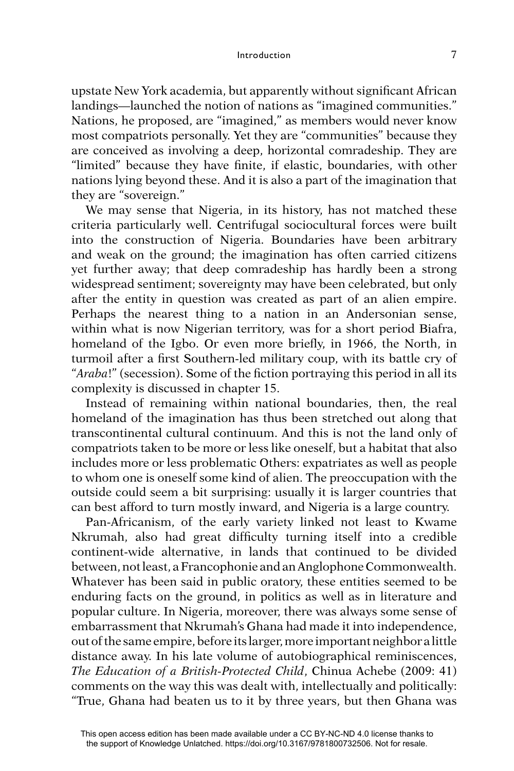upstate New York academia, but apparently without significant African landings—launched the notion of nations as "imagined communities." Nations, he proposed, are "imagined," as members would never know most compatriots personally. Yet they are "communities" because they are conceived as involving a deep, horizontal comradeship. They are "limited" because they have finite, if elastic, boundaries, with other nations lying beyond these. And it is also a part of the imagination that they are "sovereign."

We may sense that Nigeria, in its history, has not matched these criteria particularly well. Centrifugal sociocultural forces were built into the construction of Nigeria. Boundaries have been arbitrary and weak on the ground; the imagination has often carried citizens yet further away; that deep comradeship has hardly been a strong widespread sentiment; sovereignty may have been celebrated, but only after the entity in question was created as part of an alien empire. Perhaps the nearest thing to a nation in an Andersonian sense, within what is now Nigerian territory, was for a short period Biafra, homeland of the Igbo. Or even more briefly, in 1966, the North, in turmoil after a first Southern-led military coup, with its battle cry of "*Araba*!" (secession). Some of the fiction portraying this period in all its complexity is discussed in chapter 15.

Instead of remaining within national boundaries, then, the real homeland of the imagination has thus been stretched out along that transcontinental cultural continuum. And this is not the land only of compatriots taken to be more or less like oneself, but a habitat that also includes more or less problematic Others: expatriates as well as people to whom one is oneself some kind of alien. The preoccupation with the outside could seem a bit surprising: usually it is larger countries that can best afford to turn mostly inward, and Nigeria is a large country.

Pan-Africanism, of the early variety linked not least to Kwame Nkrumah, also had great difficulty turning itself into a credible continent-wide alternative, in lands that continued to be divided between, not least, a Francophonie and an Anglophone Commonwealth. Whatever has been said in public oratory, these entities seemed to be enduring facts on the ground, in politics as well as in literature and popular culture. In Nigeria, moreover, there was always some sense of embarrassment that Nkrumah's Ghana had made it into independence, out of the same empire, before its larger, more important neighbor a little distance away. In his late volume of autobiographical reminiscences, *The Education of a British-Protected Child*, Chinua Achebe (2009: 41) comments on the way this was dealt with, intellectually and politically: "True, Ghana had beaten us to it by three years, but then Ghana was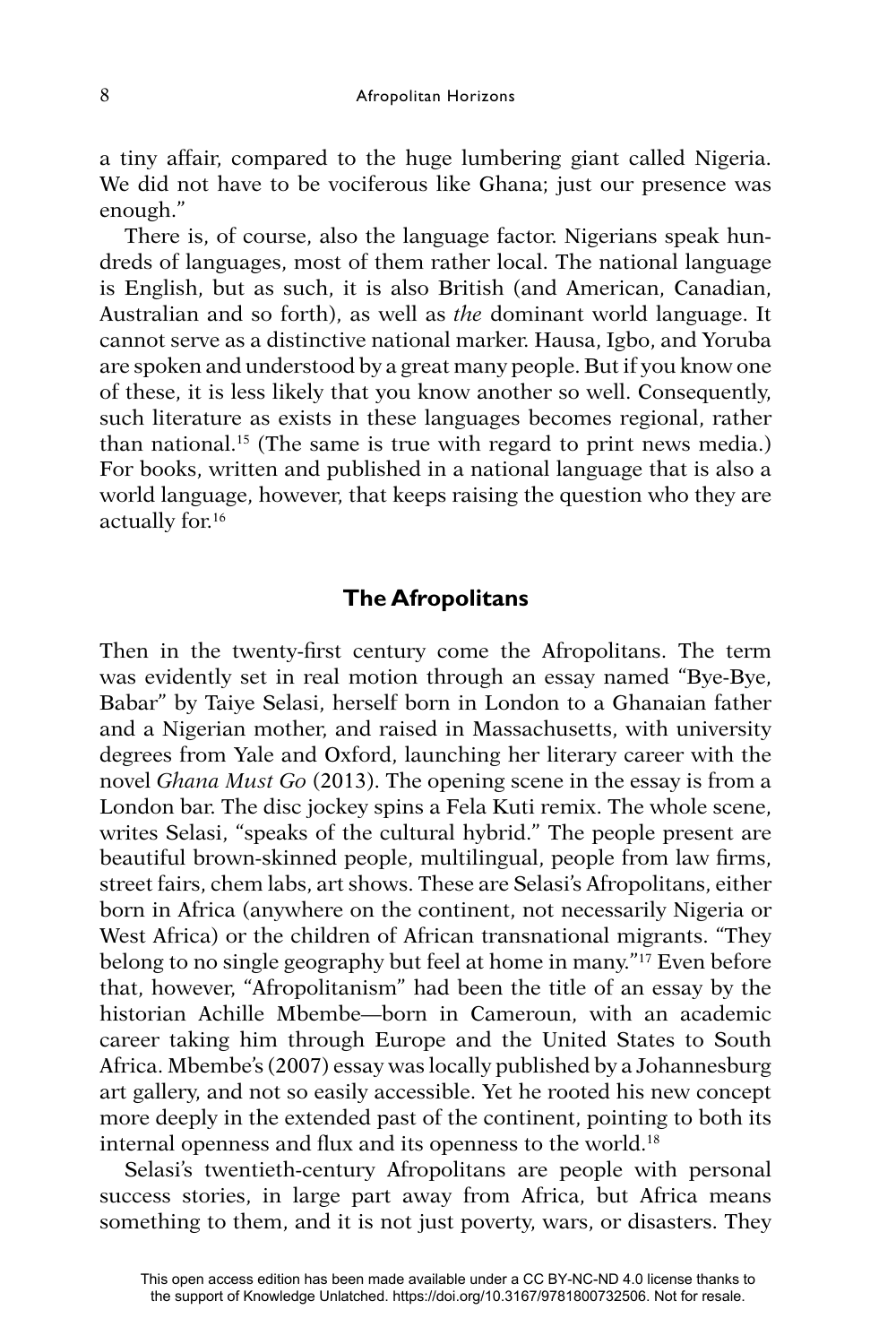a tiny affair, compared to the huge lumbering giant called Nigeria. We did not have to be vociferous like Ghana; just our presence was enough."

There is, of course, also the language factor. Nigerians speak hundreds of languages, most of them rather local. The national language is English, but as such, it is also British (and American, Canadian, Australian and so forth), as well as *the* dominant world language. It cannot serve as a distinctive national marker. Hausa, Igbo, and Yoruba are spoken and understood by a great many people. But if you know one of these, it is less likely that you know another so well. Consequently, such literature as exists in these languages becomes regional, rather than national.[15] (The same is true with regard to print news media.) For books, written and published in a national language that is also a world language, however, that keeps raising the question who they are actually for.[16]

## The Afropolitans

Then in the twenty-first century come the Afropolitans. The term was evidently set in real motion through an essay named "Bye-Bye, Babar" by Taiye Selasi, herself born in London to a Ghanaian father and a Nigerian mother, and raised in Massachusetts, with university degrees from Yale and Oxford, launching her literary career with the novel *Ghana Must Go* (2013). The opening scene in the essay is from a London bar. The disc jockey spins a Fela Kuti remix. The whole scene, writes Selasi, "speaks of the cultural hybrid." The people present are beautiful brown-skinned people, multilingual, people from law firms, street fairs, chem labs, art shows. These are Selasi's Afropolitans, either born in Africa (anywhere on the continent, not necessarily Nigeria or West Africa) or the children of African transnational migrants. "They belong to no single geography but feel at home in many."[17] Even before that, however, "Afropolitanism" had been the title of an essay by the historian Achille Mbembe—born in Cameroun, with an academic career taking him through Europe and the United States to South Africa. Mbembe's (2007) essay was locally published by a Johannesburg art gallery, and not so easily accessible. Yet he rooted his new concept more deeply in the extended past of the continent, pointing to both its internal openness and flux and its openness to the world.[18]

Selasi's twentieth-century Afropolitans are people with personal success stories, in large part away from Africa, but Africa means something to them, and it is not just poverty, wars, or disasters. They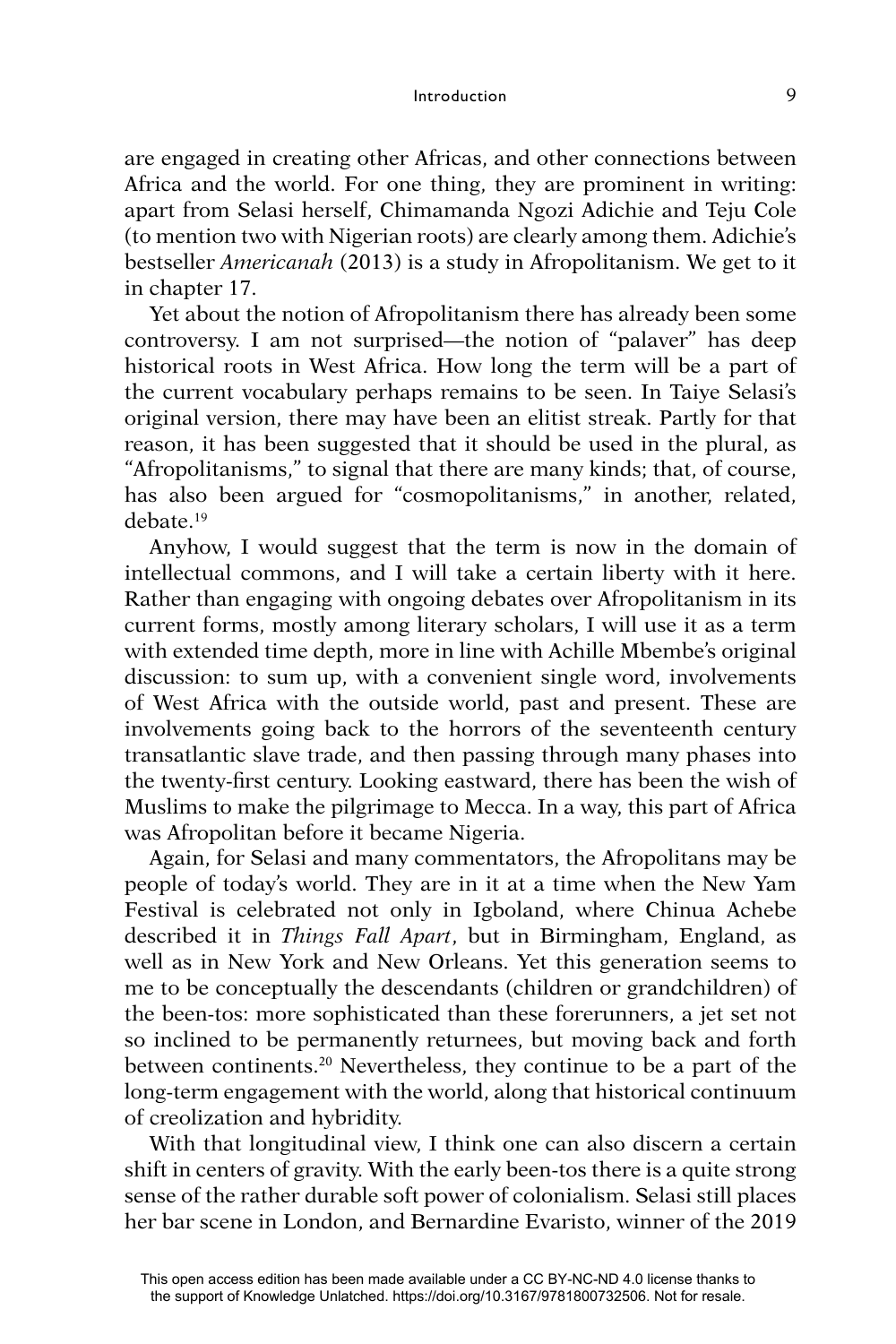are engaged in creating other Africas, and other connections between Africa and the world. For one thing, they are prominent in writing: apart from Selasi herself, Chimamanda Ngozi Adichie and Teju Cole (to mention two with Nigerian roots) are clearly among them. Adichie's bestseller *Americanah* (2013) is a study in Afropolitanism. We get to it in chapter 17.

Yet about the notion of Afropolitanism there has already been some controversy. I am not surprised—the notion of "palaver" has deep historical roots in West Africa. How long the term will be a part of the current vocabulary perhaps remains to be seen. In Taiye Selasi's original version, there may have been an elitist streak. Partly for that reason, it has been suggested that it should be used in the plural, as "Afropolitanisms," to signal that there are many kinds; that, of course, has also been argued for "cosmopolitanisms," in another, related, debate.[19]

Anyhow, I would suggest that the term is now in the domain of intellectual commons, and I will take a certain liberty with it here. Rather than engaging with ongoing debates over Afropolitanism in its current forms, mostly among literary scholars, I will use it as a term with extended time depth, more in line with Achille Mbembe's original discussion: to sum up, with a convenient single word, involvements of West Africa with the outside world, past and present. These are involvements going back to the horrors of the seventeenth century transatlantic slave trade, and then passing through many phases into the twenty-first century. Looking eastward, there has been the wish of Muslims to make the pilgrimage to Mecca. In a way, this part of Africa was Afropolitan before it became Nigeria.

Again, for Selasi and many commentators, the Afropolitans may be people of today's world. They are in it at a time when the New Yam Festival is celebrated not only in Igboland, where Chinua Achebe described it in *Things Fall Apart*, but in Birmingham, England, as well as in New York and New Orleans. Yet this generation seems to me to be conceptually the descendants (children or grandchildren) of the been-tos: more sophisticated than these forerunners, a jet set not so inclined to be permanently returnees, but moving back and forth between continents.[20] Nevertheless, they continue to be a part of the long-term engagement with the world, along that historical continuum of creolization and hybridity.

With that longitudinal view, I think one can also discern a certain shift in centers of gravity. With the early been-tos there is a quite strong sense of the rather durable soft power of colonialism. Selasi still places her bar scene in London, and Bernardine Evaristo, winner of the 2019

This open access edition has been made available under a CC BY-NC-ND 4.0 license thanks to the support of Knowledge Unlatched. https://doi.org/10.3167/9781800732506. Not for resale.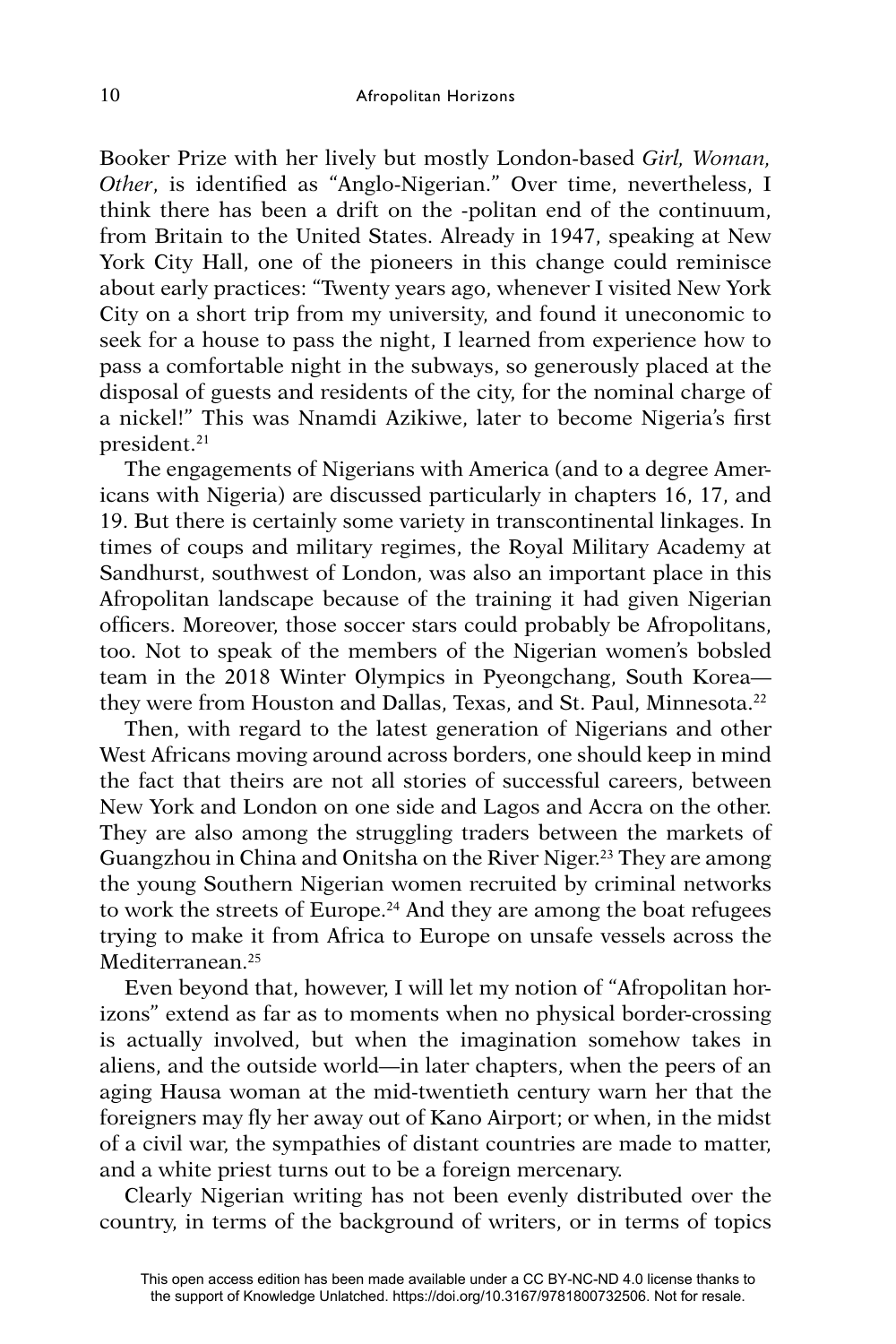Booker Prize with her lively but mostly London-based *Girl, Woman, Other*, is identified as "Anglo-Nigerian." Over time, nevertheless, I think there has been a drift on the -politan end of the continuum, from Britain to the United States. Already in 1947, speaking at New York City Hall, one of the pioneers in this change could reminisce about early practices: "Twenty years ago, whenever I visited New York City on a short trip from my university, and found it uneconomic to seek for a house to pass the night, I learned from experience how to pass a comfortable night in the subways, so generously placed at the disposal of guests and residents of the city, for the nominal charge of a nickel!" This was Nnamdi Azikiwe, later to become Nigeria's first president.[21]

The engagements of Nigerians with America (and to a degree Americans with Nigeria) are discussed particularly in chapters 16, 17, and 19. But there is certainly some variety in transcontinental linkages. In times of coups and military regimes, the Royal Military Academy at Sandhurst, southwest of London, was also an important place in this Afropolitan landscape because of the training it had given Nigerian officers. Moreover, those soccer stars could probably be Afropolitans, too. Not to speak of the members of the Nigerian women's bobsled team in the 2018 Winter Olympics in Pyeongchang, South Korea—they were from Houston and Dallas, Texas, and St. Paul, Minnesota.[22]

Then, with regard to the latest generation of Nigerians and other West Africans moving around across borders, one should keep in mind the fact that theirs are not all stories of successful careers, between New York and London on one side and Lagos and Accra on the other. They are also among the struggling traders between the markets of Guangzhou in China and Onitsha on the River Niger.[23] They are among the young Southern Nigerian women recruited by criminal networks to work the streets of Europe.[24] And they are among the boat refugees trying to make it from Africa to Europe on unsafe vessels across the Mediterranean.[25]

Even beyond that, however, I will let my notion of "Afropolitan horizons" extend as far as to moments when no physical border-crossing is actually involved, but when the imagination somehow takes in aliens, and the outside world—in later chapters, when the peers of an aging Hausa woman at the mid-twentieth century warn her that the foreigners may fly her away out of Kano Airport; or when, in the midst of a civil war, the sympathies of distant countries are made to matter, and a white priest turns out to be a foreign mercenary.

Clearly Nigerian writing has not been evenly distributed over the country, in terms of the background of writers, or in terms of topics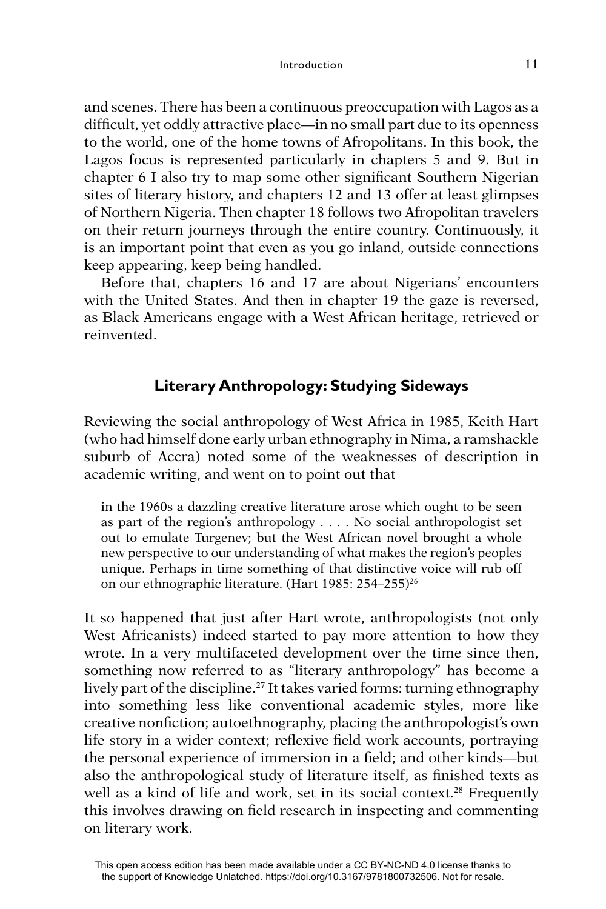and scenes. There has been a continuous preoccupation with Lagos as a difficult, yet oddly attractive place—in no small part due to its openness to the world, one of the home towns of Afropolitans. In this book, the Lagos focus is represented particularly in chapters 5 and 9. But in chapter 6 I also try to map some other significant Southern Nigerian sites of literary history, and chapters 12 and 13 offer at least glimpses of Northern Nigeria. Then chapter 18 follows two Afropolitan travelers on their return journeys through the entire country. Continuously, it is an important point that even as you go inland, outside connections keep appearing, keep being handled.

Before that, chapters 16 and 17 are about Nigerians' encounters with the United States. And then in chapter 19 the gaze is reversed, as Black Americans engage with a West African heritage, retrieved or reinvented.

## Literary Anthropology: Studying Sideways

Reviewing the social anthropology of West Africa in 1985, Keith Hart (who had himself done early urban ethnography in Nima, a ramshackle suburb of Accra) noted some of the weaknesses of description in academic writing, and went on to point out that

> in the 1960s a dazzling creative literature arose which ought to be seen as part of the region's anthropology . . . . No social anthropologist set out to emulate Turgenev; but the West African novel brought a whole new perspective to our understanding of what makes the region's peoples unique. Perhaps in time something of that distinctive voice will rub off on our ethnographic literature. (Hart 1985: 254–255)[26]

It so happened that just after Hart wrote, anthropologists (not only West Africanists) indeed started to pay more attention to how they wrote. In a very multifaceted development over the time since then, something now referred to as "literary anthropology" has become a lively part of the discipline.[27] It takes varied forms: turning ethnography into something less like conventional academic styles, more like creative nonfiction; autoethnography, placing the anthropologist's own life story in a wider context; reflexive field work accounts, portraying the personal experience of immersion in a field; and other kinds—but also the anthropological study of literature itself, as finished texts as well as a kind of life and work, set in its social context.[28] Frequently this involves drawing on field research in inspecting and commenting on literary work.

This open access edition has been made available under a CC BY-NC-ND 4.0 license thanks to the support of Knowledge Unlatched. https://doi.org/10.3167/9781800732506. Not for resale.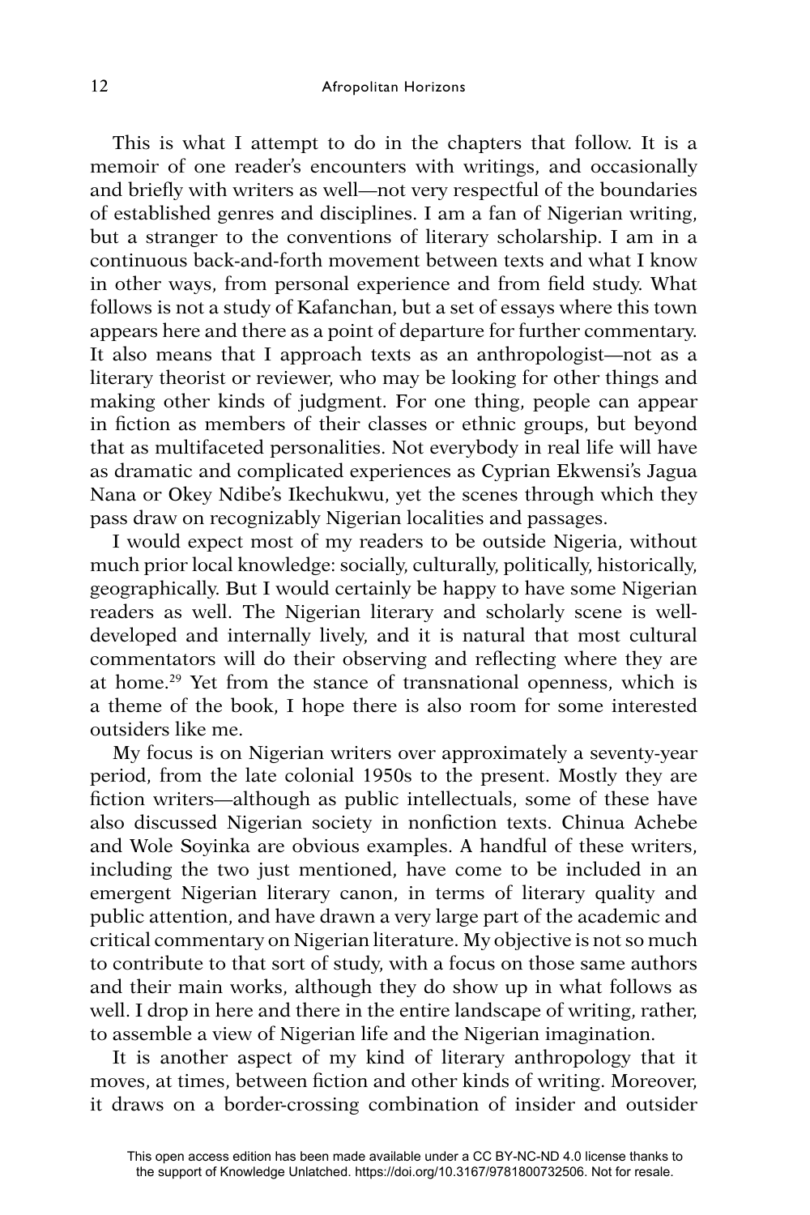This is what I attempt to do in the chapters that follow. It is a memoir of one reader's encounters with writings, and occasionally and briefly with writers as well—not very respectful of the boundaries of established genres and disciplines. I am a fan of Nigerian writing, but a stranger to the conventions of literary scholarship. I am in a continuous back-and-forth movement between texts and what I know in other ways, from personal experience and from field study. What follows is not a study of Kafanchan, but a set of essays where this town appears here and there as a point of departure for further commentary. It also means that I approach texts as an anthropologist—not as a literary theorist or reviewer, who may be looking for other things and making other kinds of judgment. For one thing, people can appear in fiction as members of their classes or ethnic groups, but beyond that as multifaceted personalities. Not everybody in real life will have as dramatic and complicated experiences as Cyprian Ekwensi's Jagua Nana or Okey Ndibe's Ikechukwu, yet the scenes through which they pass draw on recognizably Nigerian localities and passages.

I would expect most of my readers to be outside Nigeria, without much prior local knowledge: socially, culturally, politically, historically, geographically. But I would certainly be happy to have some Nigerian readers as well. The Nigerian literary and scholarly scene is well-developed and internally lively, and it is natural that most cultural commentators will do their observing and reflecting where they are at home.[29] Yet from the stance of transnational openness, which is a theme of the book, I hope there is also room for some interested outsiders like me.

My focus is on Nigerian writers over approximately a seventy-year period, from the late colonial 1950s to the present. Mostly they are fiction writers—although as public intellectuals, some of these have also discussed Nigerian society in nonfiction texts. Chinua Achebe and Wole Soyinka are obvious examples. A handful of these writers, including the two just mentioned, have come to be included in an emergent Nigerian literary canon, in terms of literary quality and public attention, and have drawn a very large part of the academic and critical commentary on Nigerian literature. My objective is not so much to contribute to that sort of study, with a focus on those same authors and their main works, although they do show up in what follows as well. I drop in here and there in the entire landscape of writing, rather, to assemble a view of Nigerian life and the Nigerian imagination.

It is another aspect of my kind of literary anthropology that it moves, at times, between fiction and other kinds of writing. Moreover, it draws on a border-crossing combination of insider and outsider

This open access edition has been made available under a CC BY-NC-ND 4.0 license thanks to the support of Knowledge Unlatched. https://doi.org/10.3167/9781800732506. Not for resale.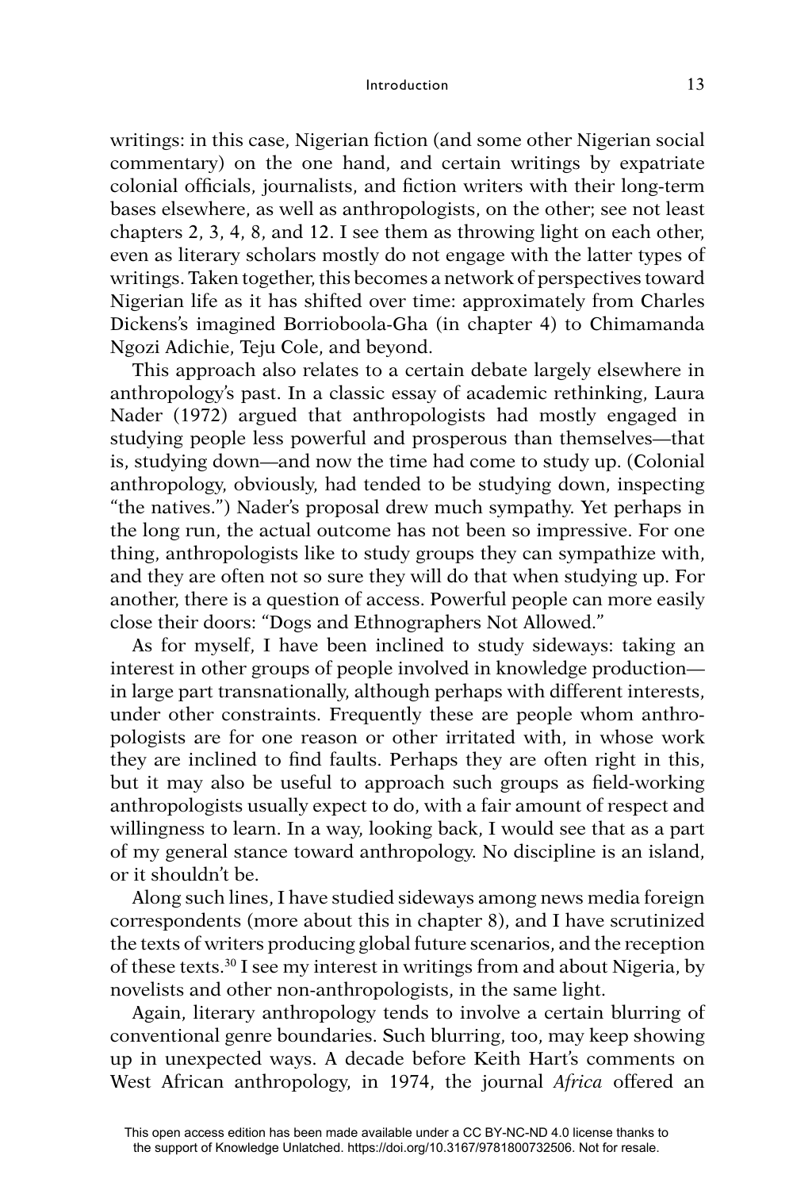writings: in this case, Nigerian fiction (and some other Nigerian social commentary) on the one hand, and certain writings by expatriate colonial officials, journalists, and fiction writers with their long-term bases elsewhere, as well as anthropologists, on the other; see not least chapters 2, 3, 4, 8, and 12. I see them as throwing light on each other, even as literary scholars mostly do not engage with the latter types of writings. Taken together, this becomes a network of perspectives toward Nigerian life as it has shifted over time: approximately from Charles Dickens's imagined Borrioboola-Gha (in chapter 4) to Chimamanda Ngozi Adichie, Teju Cole, and beyond.

This approach also relates to a certain debate largely elsewhere in anthropology's past. In a classic essay of academic rethinking, Laura Nader (1972) argued that anthropologists had mostly engaged in studying people less powerful and prosperous than themselves—that is, studying down—and now the time had come to study up. (Colonial anthropology, obviously, had tended to be studying down, inspecting "the natives.") Nader's proposal drew much sympathy. Yet perhaps in the long run, the actual outcome has not been so impressive. For one thing, anthropologists like to study groups they can sympathize with, and they are often not so sure they will do that when studying up. For another, there is a question of access. Powerful people can more easily close their doors: "Dogs and Ethnographers Not Allowed."

As for myself, I have been inclined to study sideways: taking an interest in other groups of people involved in knowledge production—in large part transnationally, although perhaps with different interests, under other constraints. Frequently these are people whom anthropologists are for one reason or other irritated with, in whose work they are inclined to find faults. Perhaps they are often right in this, but it may also be useful to approach such groups as field-working anthropologists usually expect to do, with a fair amount of respect and willingness to learn. In a way, looking back, I would see that as a part of my general stance toward anthropology. No discipline is an island, or it shouldn't be.

Along such lines, I have studied sideways among news media foreign correspondents (more about this in chapter 8), and I have scrutinized the texts of writers producing global future scenarios, and the reception of these texts.[30] I see my interest in writings from and about Nigeria, by novelists and other non-anthropologists, in the same light.

Again, literary anthropology tends to involve a certain blurring of conventional genre boundaries. Such blurring, too, may keep showing up in unexpected ways. A decade before Keith Hart's comments on West African anthropology, in 1974, the journal *Africa* offered an

This open access edition has been made available under a CC BY-NC-ND 4.0 license thanks to the support of Knowledge Unlatched. https://doi.org/10.3167/9781800732506. Not for resale.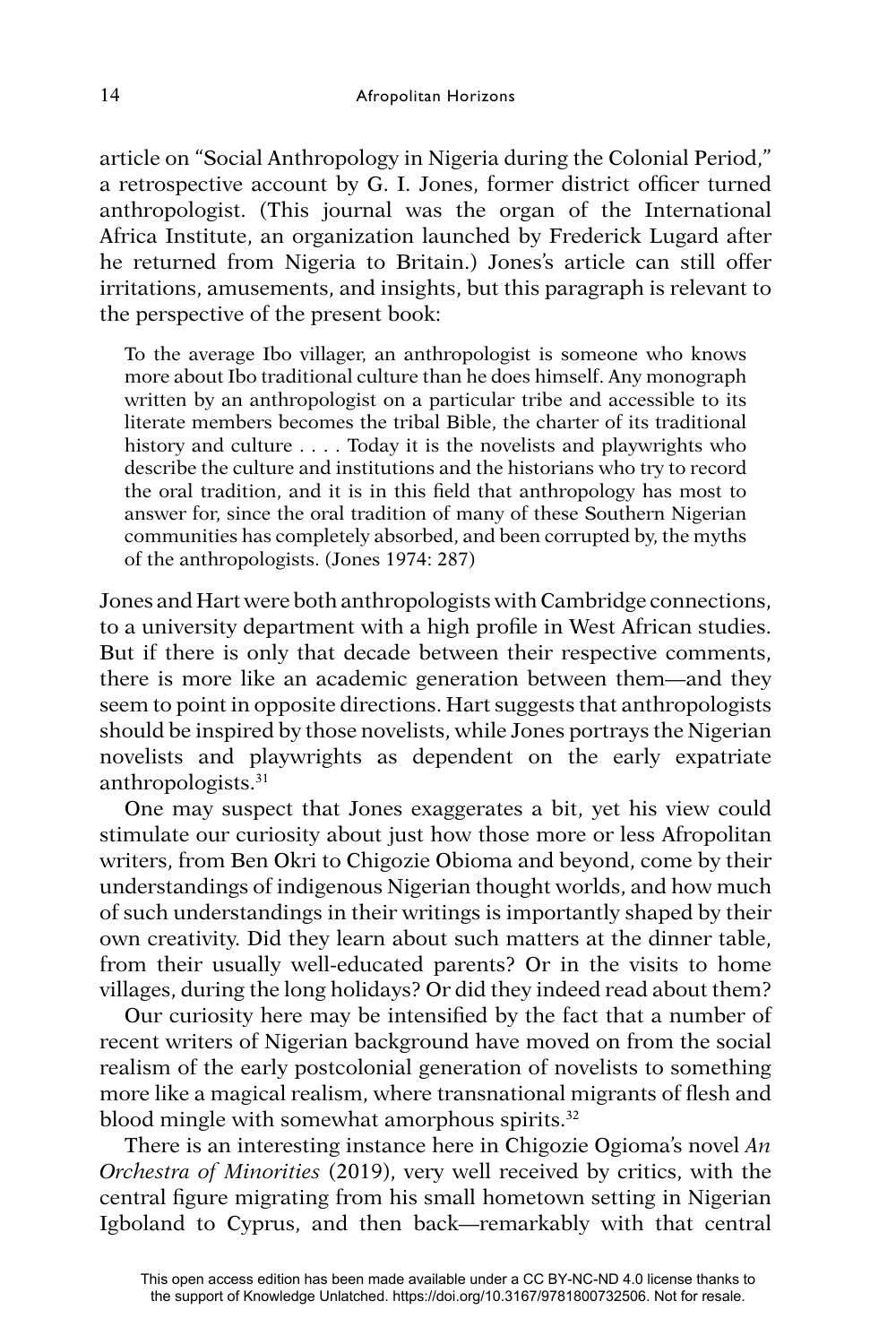article on "Social Anthropology in Nigeria during the Colonial Period," a retrospective account by G. I. Jones, former district officer turned anthropologist. (This journal was the organ of the International Africa Institute, an organization launched by Frederick Lugard after he returned from Nigeria to Britain.) Jones's article can still offer irritations, amusements, and insights, but this paragraph is relevant to the perspective of the present book:

> To the average Ibo villager, an anthropologist is someone who knows more about Ibo traditional culture than he does himself. Any monograph written by an anthropologist on a particular tribe and accessible to its literate members becomes the tribal Bible, the charter of its traditional history and culture . . . . Today it is the novelists and playwrights who describe the culture and institutions and the historians who try to record the oral tradition, and it is in this field that anthropology has most to answer for, since the oral tradition of many of these Southern Nigerian communities has completely absorbed, and been corrupted by, the myths of the anthropologists. (Jones 1974: 287)

Jones and Hart were both anthropologists with Cambridge connections, to a university department with a high profile in West African studies. But if there is only that decade between their respective comments, there is more like an academic generation between them—and they seem to point in opposite directions. Hart suggests that anthropologists should be inspired by those novelists, while Jones portrays the Nigerian novelists and playwrights as dependent on the early expatriate anthropologists.[31]

One may suspect that Jones exaggerates a bit, yet his view could stimulate our curiosity about just how those more or less Afropolitan writers, from Ben Okri to Chigozie Obioma and beyond, come by their understandings of indigenous Nigerian thought worlds, and how much of such understandings in their writings is importantly shaped by their own creativity. Did they learn about such matters at the dinner table, from their usually well-educated parents? Or in the visits to home villages, during the long holidays? Or did they indeed read about them?

Our curiosity here may be intensified by the fact that a number of recent writers of Nigerian background have moved on from the social realism of the early postcolonial generation of novelists to something more like a magical realism, where transnational migrants of flesh and blood mingle with somewhat amorphous spirits.[32]

There is an interesting instance here in Chigozie Ogioma's novel *An Orchestra of Minorities* (2019), very well received by critics, with the central figure migrating from his small hometown setting in Nigerian Igboland to Cyprus, and then back—remarkably with that central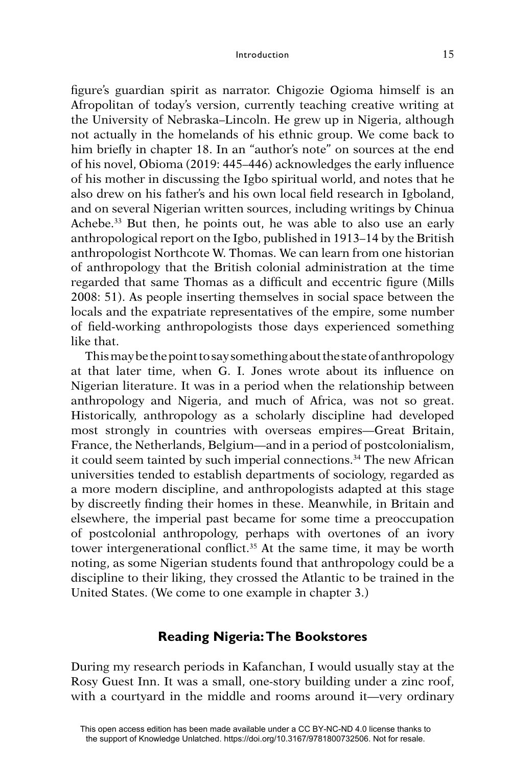figure's guardian spirit as narrator. Chigozie Ogioma himself is an Afropolitan of today's version, currently teaching creative writing at the University of Nebraska–Lincoln. He grew up in Nigeria, although not actually in the homelands of his ethnic group. We come back to him briefly in chapter 18. In an "author's note" on sources at the end of his novel, Obioma (2019: 445–446) acknowledges the early influence of his mother in discussing the Igbo spiritual world, and notes that he also drew on his father's and his own local field research in Igboland, and on several Nigerian written sources, including writings by Chinua Achebe.[33] But then, he points out, he was able to also use an early anthropological report on the Igbo, published in 1913–14 by the British anthropologist Northcote W. Thomas. We can learn from one historian of anthropology that the British colonial administration at the time regarded that same Thomas as a difficult and eccentric figure (Mills 2008: 51). As people inserting themselves in social space between the locals and the expatriate representatives of the empire, some number of field-working anthropologists those days experienced something like that.

This may be the point to say something about the state of anthropology at that later time, when G. I. Jones wrote about its influence on Nigerian literature. It was in a period when the relationship between anthropology and Nigeria, and much of Africa, was not so great. Historically, anthropology as a scholarly discipline had developed most strongly in countries with overseas empires—Great Britain, France, the Netherlands, Belgium—and in a period of postcolonialism, it could seem tainted by such imperial connections.[34] The new African universities tended to establish departments of sociology, regarded as a more modern discipline, and anthropologists adapted at this stage by discreetly finding their homes in these. Meanwhile, in Britain and elsewhere, the imperial past became for some time a preoccupation of postcolonial anthropology, perhaps with overtones of an ivory tower intergenerational conflict.[35] At the same time, it may be worth noting, as some Nigerian students found that anthropology could be a discipline to their liking, they crossed the Atlantic to be trained in the United States. (We come to one example in chapter 3.)

## Reading Nigeria: The Bookstores

During my research periods in Kafanchan, I would usually stay at the Rosy Guest Inn. It was a small, one-story building under a zinc roof, with a courtyard in the middle and rooms around it—very ordinary

This open access edition has been made available under a CC BY-NC-ND 4.0 license thanks to the support of Knowledge Unlatched. https://doi.org/10.3167/9781800732506. Not for resale.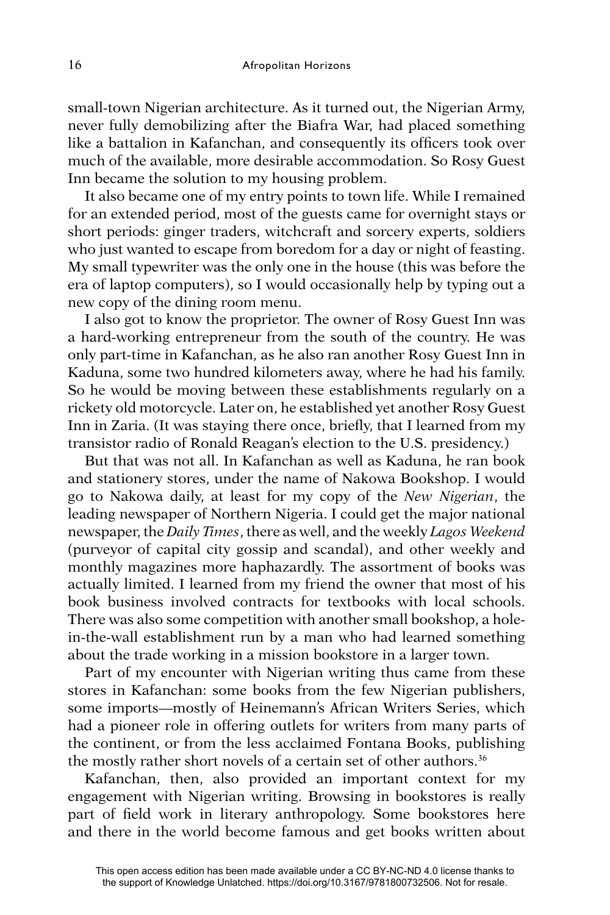small-town Nigerian architecture. As it turned out, the Nigerian Army, never fully demobilizing after the Biafra War, had placed something like a battalion in Kafanchan, and consequently its officers took over much of the available, more desirable accommodation. So Rosy Guest Inn became the solution to my housing problem.

It also became one of my entry points to town life. While I remained for an extended period, most of the guests came for overnight stays or short periods: ginger traders, witchcraft and sorcery experts, soldiers who just wanted to escape from boredom for a day or night of feasting. My small typewriter was the only one in the house (this was before the era of laptop computers), so I would occasionally help by typing out a new copy of the dining room menu.

I also got to know the proprietor. The owner of Rosy Guest Inn was a hard-working entrepreneur from the south of the country. He was only part-time in Kafanchan, as he also ran another Rosy Guest Inn in Kaduna, some two hundred kilometers away, where he had his family. So he would be moving between these establishments regularly on a rickety old motorcycle. Later on, he established yet another Rosy Guest Inn in Zaria. (It was staying there once, briefly, that I learned from my transistor radio of Ronald Reagan's election to the U.S. presidency.)

But that was not all. In Kafanchan as well as Kaduna, he ran book and stationery stores, under the name of Nakowa Bookshop. I would go to Nakowa daily, at least for my copy of the *New Nigerian*, the leading newspaper of Northern Nigeria. I could get the major national newspaper, the *Daily Times*, there as well, and the weekly *Lagos Weekend* (purveyor of capital city gossip and scandal), and other weekly and monthly magazines more haphazardly. The assortment of books was actually limited. I learned from my friend the owner that most of his book business involved contracts for textbooks with local schools. There was also some competition with another small bookshop, a hole-in-the-wall establishment run by a man who had learned something about the trade working in a mission bookstore in a larger town.

Part of my encounter with Nigerian writing thus came from these stores in Kafanchan: some books from the few Nigerian publishers, some imports—mostly of Heinemann's African Writers Series, which had a pioneer role in offering outlets for writers from many parts of the continent, or from the less acclaimed Fontana Books, publishing the mostly rather short novels of a certain set of other authors.[36]

Kafanchan, then, also provided an important context for my engagement with Nigerian writing. Browsing in bookstores is really part of field work in literary anthropology. Some bookstores here and there in the world become famous and get books written about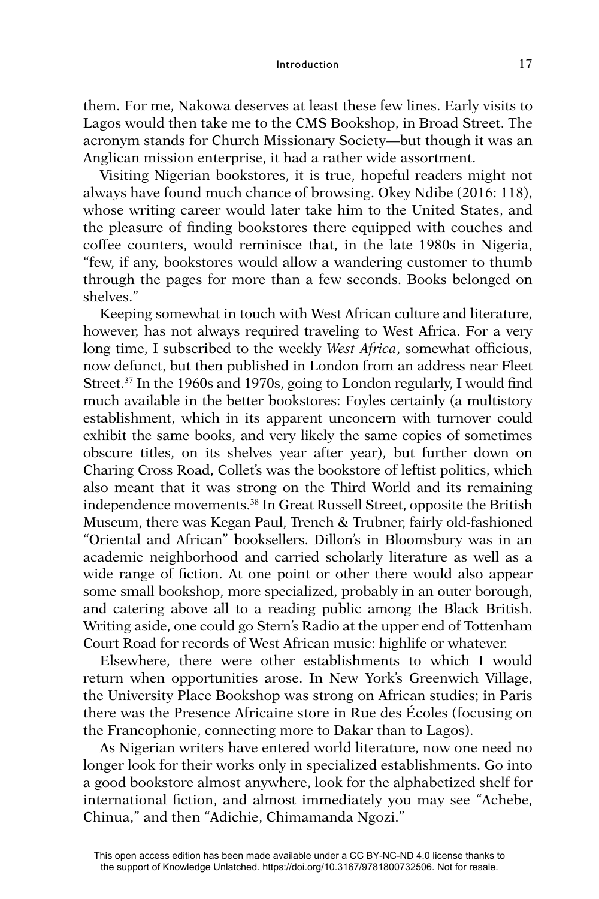them. For me, Nakowa deserves at least these few lines. Early visits to Lagos would then take me to the CMS Bookshop, in Broad Street. The acronym stands for Church Missionary Society—but though it was an Anglican mission enterprise, it had a rather wide assortment.

Visiting Nigerian bookstores, it is true, hopeful readers might not always have found much chance of browsing. Okey Ndibe (2016: 118), whose writing career would later take him to the United States, and the pleasure of finding bookstores there equipped with couches and coffee counters, would reminisce that, in the late 1980s in Nigeria, "few, if any, bookstores would allow a wandering customer to thumb through the pages for more than a few seconds. Books belonged on shelves."

Keeping somewhat in touch with West African culture and literature, however, has not always required traveling to West Africa. For a very long time, I subscribed to the weekly *West Africa*, somewhat officious, now defunct, but then published in London from an address near Fleet Street.[37] In the 1960s and 1970s, going to London regularly, I would find much available in the better bookstores: Foyles certainly (a multistory establishment, which in its apparent unconcern with turnover could exhibit the same books, and very likely the same copies of sometimes obscure titles, on its shelves year after year), but further down on Charing Cross Road, Collet's was the bookstore of leftist politics, which also meant that it was strong on the Third World and its remaining independence movements.[38] In Great Russell Street, opposite the British Museum, there was Kegan Paul, Trench & Trubner, fairly old-fashioned "Oriental and African" booksellers. Dillon's in Bloomsbury was in an academic neighborhood and carried scholarly literature as well as a wide range of fiction. At one point or other there would also appear some small bookshop, more specialized, probably in an outer borough, and catering above all to a reading public among the Black British. Writing aside, one could go Stern's Radio at the upper end of Tottenham Court Road for records of West African music: highlife or whatever.

Elsewhere, there were other establishments to which I would return when opportunities arose. In New York's Greenwich Village, the University Place Bookshop was strong on African studies; in Paris there was the Presence Africaine store in Rue des Écoles (focusing on the Francophonie, connecting more to Dakar than to Lagos).

As Nigerian writers have entered world literature, now one need no longer look for their works only in specialized establishments. Go into a good bookstore almost anywhere, look for the alphabetized shelf for international fiction, and almost immediately you may see "Achebe, Chinua," and then "Adichie, Chimamanda Ngozi."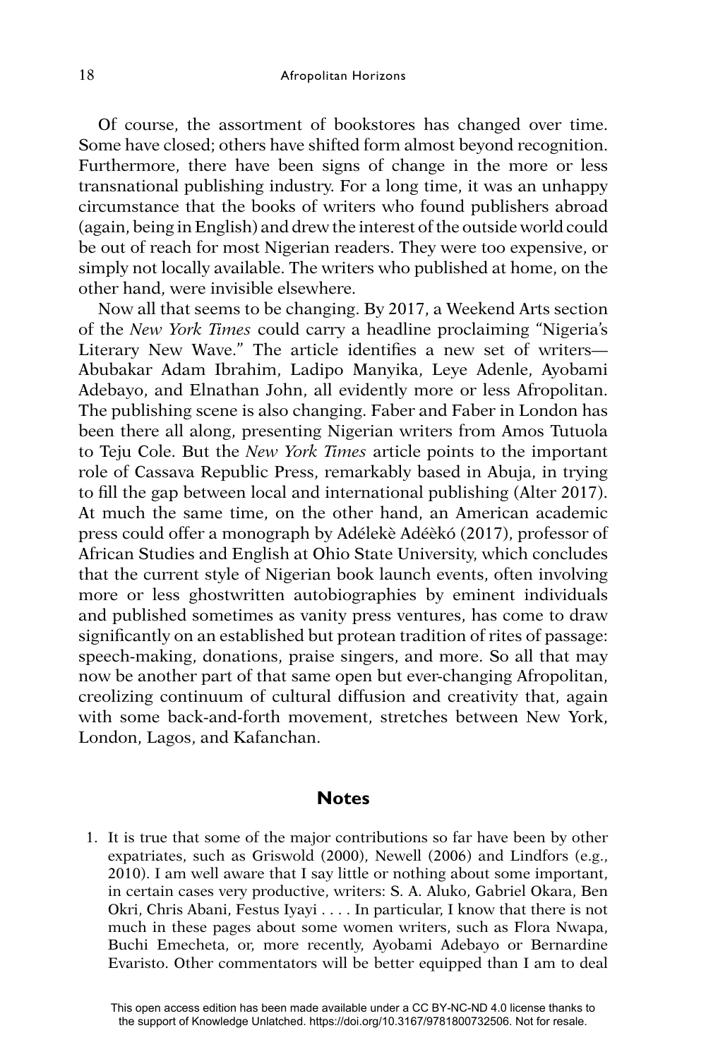Of course, the assortment of bookstores has changed over time. Some have closed; others have shifted form almost beyond recognition. Furthermore, there have been signs of change in the more or less transnational publishing industry. For a long time, it was an unhappy circumstance that the books of writers who found publishers abroad (again, being in English) and drew the interest of the outside world could be out of reach for most Nigerian readers. They were too expensive, or simply not locally available. The writers who published at home, on the other hand, were invisible elsewhere.

Now all that seems to be changing. By 2017, a Weekend Arts section of the *New York Times* could carry a headline proclaiming "Nigeria's Literary New Wave." The article identifies a new set of writers—Abubakar Adam Ibrahim, Ladipo Manyika, Leye Adenle, Ayobami Adebayo, and Elnathan John, all evidently more or less Afropolitan. The publishing scene is also changing. Faber and Faber in London has been there all along, presenting Nigerian writers from Amos Tutuola to Teju Cole. But the *New York Times* article points to the important role of Cassava Republic Press, remarkably based in Abuja, in trying to fill the gap between local and international publishing (Alter 2017). At much the same time, on the other hand, an American academic press could offer a monograph by Adélekè Adéèkó (2017), professor of African Studies and English at Ohio State University, which concludes that the current style of Nigerian book launch events, often involving more or less ghostwritten autobiographies by eminent individuals and published sometimes as vanity press ventures, has come to draw significantly on an established but protean tradition of rites of passage: speech-making, donations, praise singers, and more. So all that may now be another part of that same open but ever-changing Afropolitan, creolizing continuum of cultural diffusion and creativity that, again with some back-and-forth movement, stretches between New York, London, Lagos, and Kafanchan.

## Notes

1. It is true that some of the major contributions so far have been by other expatriates, such as Griswold (2000), Newell (2006) and Lindfors (e.g., 2010). I am well aware that I say little or nothing about some important, in certain cases very productive, writers: S. A. Aluko, Gabriel Okara, Ben Okri, Chris Abani, Festus Iyayi . . . . In particular, I know that there is not much in these pages about some women writers, such as Flora Nwapa, Buchi Emecheta, or, more recently, Ayobami Adebayo or Bernardine Evaristo. Other commentators will be better equipped than I am to deal

This open access edition has been made available under a CC BY-NC-ND 4.0 license thanks to the support of Knowledge Unlatched. https://doi.org/10.3167/9781800732506. Not for resale.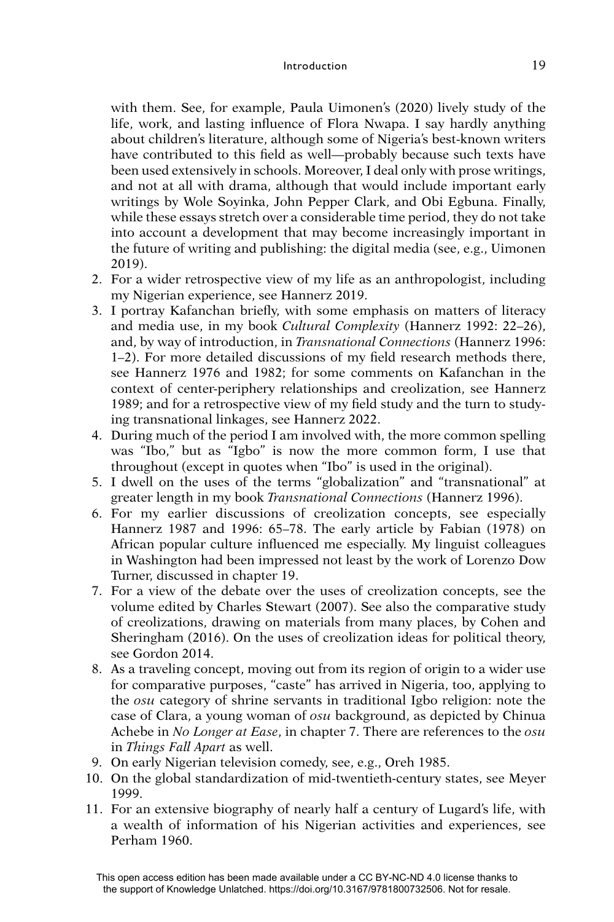with them. See, for example, Paula Uimonen's (2020) lively study of the life, work, and lasting influence of Flora Nwapa. I say hardly anything about children's literature, although some of Nigeria's best-known writers have contributed to this field as well—probably because such texts have been used extensively in schools. Moreover, I deal only with prose writings, and not at all with drama, although that would include important early writings by Wole Soyinka, John Pepper Clark, and Obi Egbuna. Finally, while these essays stretch over a considerable time period, they do not take into account a development that may become increasingly important in the future of writing and publishing: the digital media (see, e.g., Uimonen 2019).

2. For a wider retrospective view of my life as an anthropologist, including my Nigerian experience, see Hannerz 2019.
3. I portray Kafanchan briefly, with some emphasis on matters of literacy and media use, in my book *Cultural Complexity* (Hannerz 1992: 22–26), and, by way of introduction, in *Transnational Connections* (Hannerz 1996: 1–2). For more detailed discussions of my field research methods there, see Hannerz 1976 and 1982; for some comments on Kafanchan in the context of center-periphery relationships and creolization, see Hannerz 1989; and for a retrospective view of my field study and the turn to studying transnational linkages, see Hannerz 2022.
4. During much of the period I am involved with, the more common spelling was "Ibo," but as "Igbo" is now the more common form, I use that throughout (except in quotes when "Ibo" is used in the original).
5. I dwell on the uses of the terms "globalization" and "transnational" at greater length in my book *Transnational Connections* (Hannerz 1996).
6. For my earlier discussions of creolization concepts, see especially Hannerz 1987 and 1996: 65–78. The early article by Fabian (1978) on African popular culture influenced me especially. My linguist colleagues in Washington had been impressed not least by the work of Lorenzo Dow Turner, discussed in chapter 19.
7. For a view of the debate over the uses of creolization concepts, see the volume edited by Charles Stewart (2007). See also the comparative study of creolizations, drawing on materials from many places, by Cohen and Sheringham (2016). On the uses of creolization ideas for political theory, see Gordon 2014.
8. As a traveling concept, moving out from its region of origin to a wider use for comparative purposes, "caste" has arrived in Nigeria, too, applying to the *osu* category of shrine servants in traditional Igbo religion: note the case of Clara, a young woman of *osu* background, as depicted by Chinua Achebe in *No Longer at Ease*, in chapter 7. There are references to the *osu* in *Things Fall Apart* as well.
9. On early Nigerian television comedy, see, e.g., Oreh 1985.
10. On the global standardization of mid-twentieth-century states, see Meyer 1999.
11. For an extensive biography of nearly half a century of Lugard's life, with a wealth of information of his Nigerian activities and experiences, see Perham 1960.

This open access edition has been made available under a CC BY-NC-ND 4.0 license thanks to the support of Knowledge Unlatched. https://doi.org/10.3167/9781800732506. Not for resale.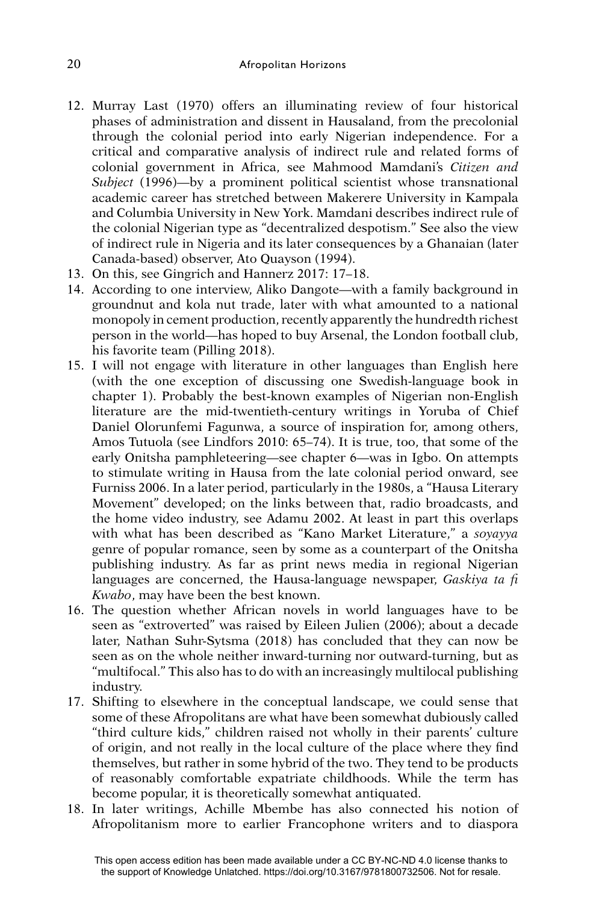12. Murray Last (1970) offers an illuminating review of four historical phases of administration and dissent in Hausaland, from the precolonial through the colonial period into early Nigerian independence. For a critical and comparative analysis of indirect rule and related forms of colonial government in Africa, see Mahmood Mamdani's *Citizen and Subject* (1996)—by a prominent political scientist whose transnational academic career has stretched between Makerere University in Kampala and Columbia University in New York. Mamdani describes indirect rule of the colonial Nigerian type as "decentralized despotism." See also the view of indirect rule in Nigeria and its later consequences by a Ghanaian (later Canada-based) observer, Ato Quayson (1994).
13. On this, see Gingrich and Hannerz 2017: 17–18.
14. According to one interview, Aliko Dangote—with a family background in groundnut and kola nut trade, later with what amounted to a national monopoly in cement production, recently apparently the hundredth richest person in the world—has hoped to buy Arsenal, the London football club, his favorite team (Pilling 2018).
15. I will not engage with literature in other languages than English here (with the one exception of discussing one Swedish-language book in chapter 1). Probably the best-known examples of Nigerian non-English literature are the mid-twentieth-century writings in Yoruba of Chief Daniel Olorunfemi Fagunwa, a source of inspiration for, among others, Amos Tutuola (see Lindfors 2010: 65–74). It is true, too, that some of the early Onitsha pamphleteering—see chapter 6—was in Igbo. On attempts to stimulate writing in Hausa from the late colonial period onward, see Furniss 2006. In a later period, particularly in the 1980s, a "Hausa Literary Movement" developed; on the links between that, radio broadcasts, and the home video industry, see Adamu 2002. At least in part this overlaps with what has been described as "Kano Market Literature," a *soyayya* genre of popular romance, seen by some as a counterpart of the Onitsha publishing industry. As far as print news media in regional Nigerian languages are concerned, the Hausa-language newspaper, *Gaskiya ta fi Kwabo*, may have been the best known.
16. The question whether African novels in world languages have to be seen as "extroverted" was raised by Eileen Julien (2006); about a decade later, Nathan Suhr-Sytsma (2018) has concluded that they can now be seen as on the whole neither inward-turning nor outward-turning, but as "multifocal." This also has to do with an increasingly multilocal publishing industry.
17. Shifting to elsewhere in the conceptual landscape, we could sense that some of these Afropolitans are what have been somewhat dubiously called "third culture kids," children raised not wholly in their parents' culture of origin, and not really in the local culture of the place where they find themselves, but rather in some hybrid of the two. They tend to be products of reasonably comfortable expatriate childhoods. While the term has become popular, it is theoretically somewhat antiquated.
18. In later writings, Achille Mbembe has also connected his notion of Afropolitanism more to earlier Francophone writers and to diaspora

This open access edition has been made available under a CC BY-NC-ND 4.0 license thanks to the support of Knowledge Unlatched. https://doi.org/10.3167/9781800732506. Not for resale.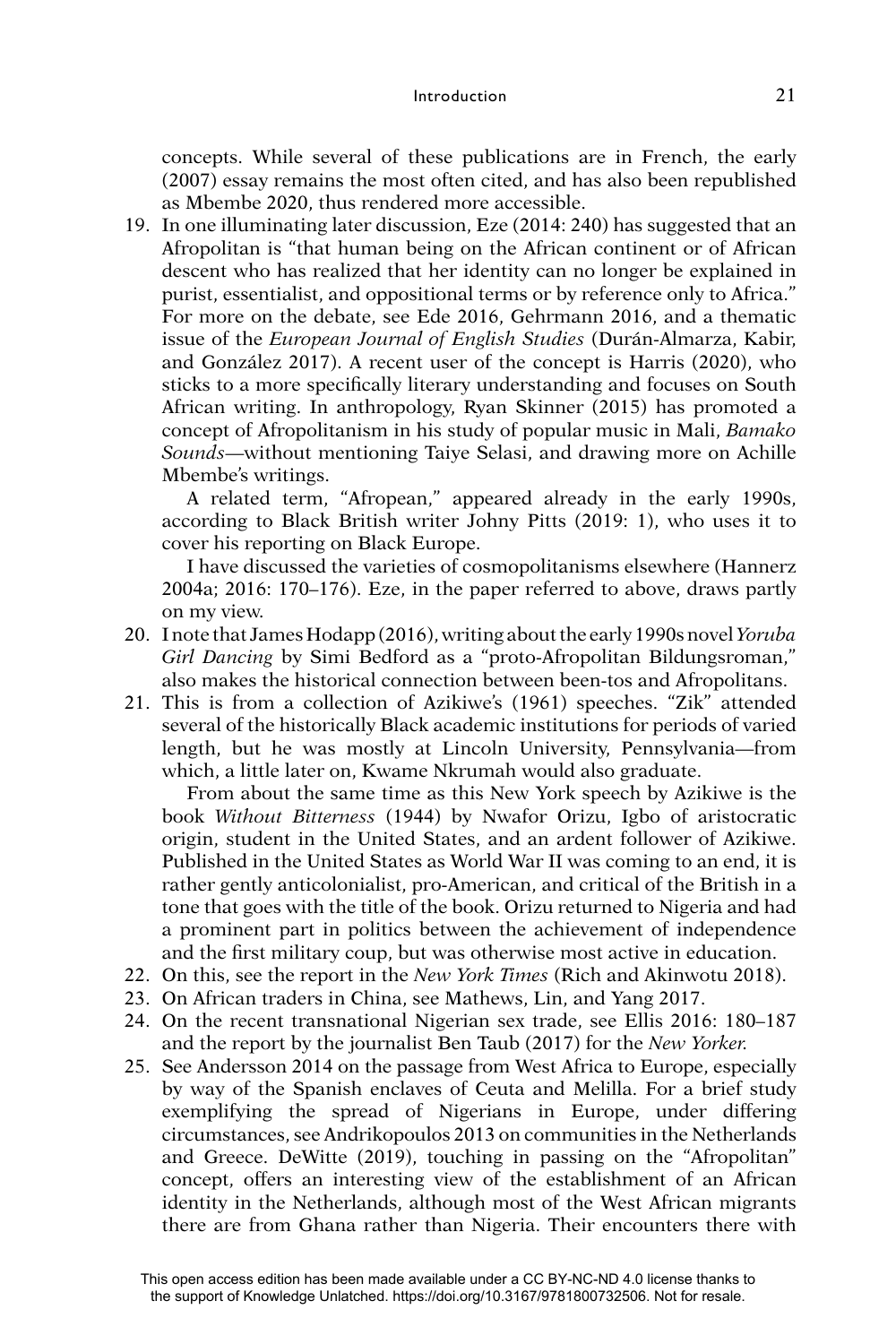concepts. While several of these publications are in French, the early (2007) essay remains the most often cited, and has also been republished as Mbembe 2020, thus rendered more accessible.

19. In one illuminating later discussion, Eze (2014: 240) has suggested that an Afropolitan is "that human being on the African continent or of African descent who has realized that her identity can no longer be explained in purist, essentialist, and oppositional terms or by reference only to Africa." For more on the debate, see Ede 2016, Gehrmann 2016, and a thematic issue of the *European Journal of English Studies* (Durán-Almarza, Kabir, and González 2017). A recent user of the concept is Harris (2020), who sticks to a more specifically literary understanding and focuses on South African writing. In anthropology, Ryan Skinner (2015) has promoted a concept of Afropolitanism in his study of popular music in Mali, *Bamako Sounds*—without mentioning Taiye Selasi, and drawing more on Achille Mbembe's writings.

    A related term, "Afropean," appeared already in the early 1990s, according to Black British writer Johny Pitts (2019: 1), who uses it to cover his reporting on Black Europe.

    I have discussed the varieties of cosmopolitanisms elsewhere (Hannerz 2004a; 2016: 170–176). Eze, in the paper referred to above, draws partly on my view.

20. I note that James Hodapp (2016), writing about the early 1990s novel *Yoruba Girl Dancing* by Simi Bedford as a "proto-Afropolitan Bildungsroman," also makes the historical connection between been-tos and Afropolitans.

21. This is from a collection of Azikiwe's (1961) speeches. "Zik" attended several of the historically Black academic institutions for periods of varied length, but he was mostly at Lincoln University, Pennsylvania—from which, a little later on, Kwame Nkrumah would also graduate.

    From about the same time as this New York speech by Azikiwe is the book *Without Bitterness* (1944) by Nwafor Orizu, Igbo of aristocratic origin, student in the United States, and an ardent follower of Azikiwe. Published in the United States as World War II was coming to an end, it is rather gently anticolonialist, pro-American, and critical of the British in a tone that goes with the title of the book. Orizu returned to Nigeria and had a prominent part in politics between the achievement of independence and the first military coup, but was otherwise most active in education.

22. On this, see the report in the *New York Times* (Rich and Akinwotu 2018).

23. On African traders in China, see Mathews, Lin, and Yang 2017.

24. On the recent transnational Nigerian sex trade, see Ellis 2016: 180–187 and the report by the journalist Ben Taub (2017) for the *New Yorker*.

25. See Andersson 2014 on the passage from West Africa to Europe, especially by way of the Spanish enclaves of Ceuta and Melilla. For a brief study exemplifying the spread of Nigerians in Europe, under differing circumstances, see Andrikopoulos 2013 on communities in the Netherlands and Greece. DeWitte (2019), touching in passing on the "Afropolitan" concept, offers an interesting view of the establishment of an African identity in the Netherlands, although most of the West African migrants there are from Ghana rather than Nigeria. Their encounters there with

This open access edition has been made available under a CC BY-NC-ND 4.0 license thanks to the support of Knowledge Unlatched. https://doi.org/10.3167/9781800732506. Not for resale.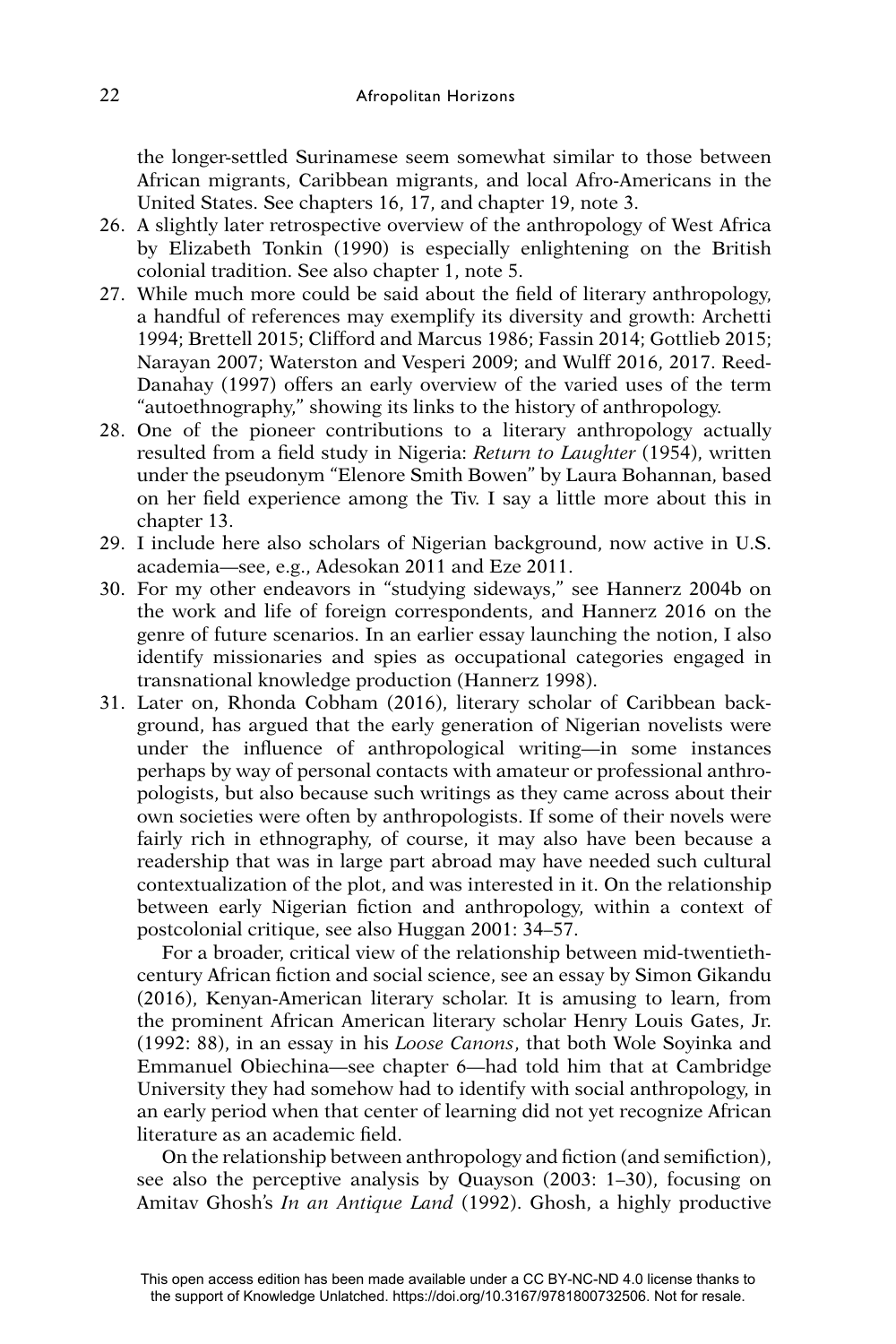the longer-settled Surinamese seem somewhat similar to those between African migrants, Caribbean migrants, and local Afro-Americans in the United States. See chapters 16, 17, and chapter 19, note 3.

26. A slightly later retrospective overview of the anthropology of West Africa by Elizabeth Tonkin (1990) is especially enlightening on the British colonial tradition. See also chapter 1, note 5.
27. While much more could be said about the field of literary anthropology, a handful of references may exemplify its diversity and growth: Archetti 1994; Brettell 2015; Clifford and Marcus 1986; Fassin 2014; Gottlieb 2015; Narayan 2007; Waterston and Vesperi 2009; and Wulff 2016, 2017. Reed-Danahay (1997) offers an early overview of the varied uses of the term "autoethnography," showing its links to the history of anthropology.
28. One of the pioneer contributions to a literary anthropology actually resulted from a field study in Nigeria: *Return to Laughter* (1954), written under the pseudonym "Elenore Smith Bowen" by Laura Bohannan, based on her field experience among the Tiv. I say a little more about this in chapter 13.
29. I include here also scholars of Nigerian background, now active in U.S. academia—see, e.g., Adesokan 2011 and Eze 2011.
30. For my other endeavors in "studying sideways," see Hannerz 2004b on the work and life of foreign correspondents, and Hannerz 2016 on the genre of future scenarios. In an earlier essay launching the notion, I also identify missionaries and spies as occupational categories engaged in transnational knowledge production (Hannerz 1998).
31. Later on, Rhonda Cobham (2016), literary scholar of Caribbean background, has argued that the early generation of Nigerian novelists were under the influence of anthropological writing—in some instances perhaps by way of personal contacts with amateur or professional anthropologists, but also because such writings as they came across about their own societies were often by anthropologists. If some of their novels were fairly rich in ethnography, of course, it may also have been because a readership that was in large part abroad may have needed such cultural contextualization of the plot, and was interested in it. On the relationship between early Nigerian fiction and anthropology, within a context of postcolonial critique, see also Huggan 2001: 34–57.

    For a broader, critical view of the relationship between mid-twentieth-century African fiction and social science, see an essay by Simon Gikandu (2016), Kenyan-American literary scholar. It is amusing to learn, from the prominent African American literary scholar Henry Louis Gates, Jr. (1992: 88), in an essay in his *Loose Canons*, that both Wole Soyinka and Emmanuel Obiechina—see chapter 6—had told him that at Cambridge University they had somehow had to identify with social anthropology, in an early period when that center of learning did not yet recognize African literature as an academic field.

    On the relationship between anthropology and fiction (and semifiction), see also the perceptive analysis by Quayson (2003: 1–30), focusing on Amitav Ghosh's *In an Antique Land* (1992). Ghosh, a highly productive

This open access edition has been made available under a CC BY-NC-ND 4.0 license thanks to the support of Knowledge Unlatched. https://doi.org/10.3167/9781800732506. Not for resale.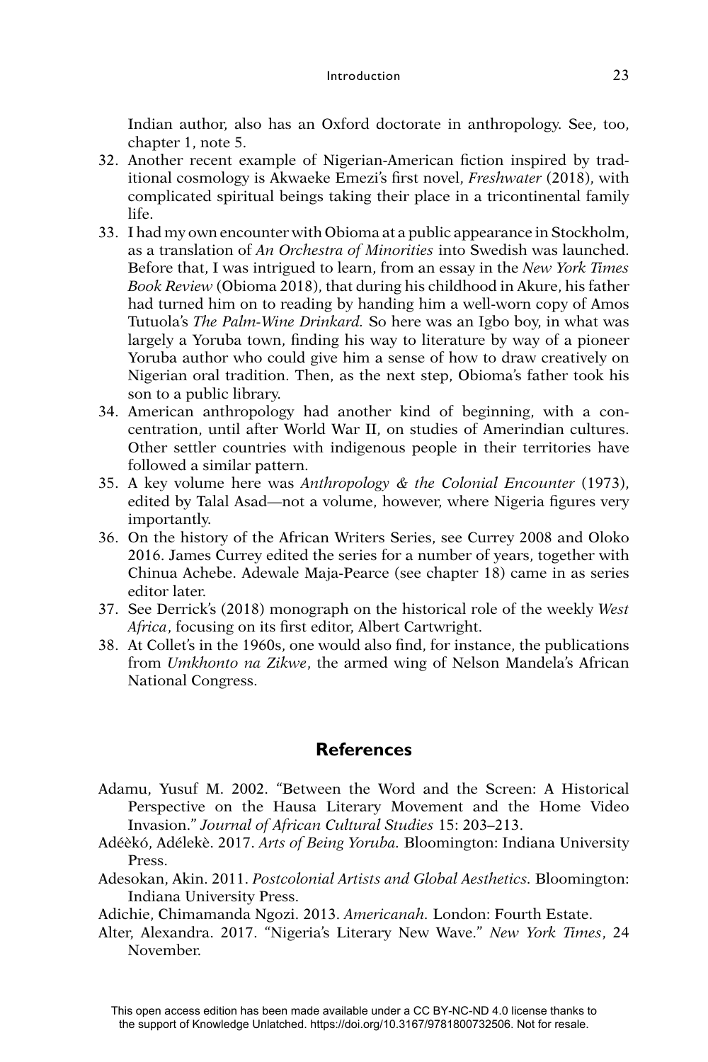Indian author, also has an Oxford doctorate in anthropology. See, too, chapter 1, note 5.

32. Another recent example of Nigerian-American fiction inspired by traditional cosmology is Akwaeke Emezi's first novel, *Freshwater* (2018), with complicated spiritual beings taking their place in a tricontinental family life.
33. I had my own encounter with Obioma at a public appearance in Stockholm, as a translation of *An Orchestra of Minorities* into Swedish was launched. Before that, I was intrigued to learn, from an essay in the *New York Times Book Review* (Obioma 2018), that during his childhood in Akure, his father had turned him on to reading by handing him a well-worn copy of Amos Tutuola's *The Palm-Wine Drinkard.* So here was an Igbo boy, in what was largely a Yoruba town, finding his way to literature by way of a pioneer Yoruba author who could give him a sense of how to draw creatively on Nigerian oral tradition. Then, as the next step, Obioma's father took his son to a public library.
34. American anthropology had another kind of beginning, with a concentration, until after World War II, on studies of Amerindian cultures. Other settler countries with indigenous people in their territories have followed a similar pattern.
35. A key volume here was *Anthropology & the Colonial Encounter* (1973), edited by Talal Asad—not a volume, however, where Nigeria figures very importantly.
36. On the history of the African Writers Series, see Currey 2008 and Oloko 2016. James Currey edited the series for a number of years, together with Chinua Achebe. Adewale Maja-Pearce (see chapter 18) came in as series editor later.
37. See Derrick's (2018) monograph on the historical role of the weekly *West Africa*, focusing on its first editor, Albert Cartwright.
38. At Collet's in the 1960s, one would also find, for instance, the publications from *Umkhonto na Zikwe*, the armed wing of Nelson Mandela's African National Congress.

## References

Adamu, Yusuf M. 2002. "Between the Word and the Screen: A Historical Perspective on the Hausa Literary Movement and the Home Video Invasion." *Journal of African Cultural Studies* 15: 203–213.

Adéèkó, Adélekè. 2017. *Arts of Being Yoruba.* Bloomington: Indiana University Press.

Adesokan, Akin. 2011. *Postcolonial Artists and Global Aesthetics.* Bloomington: Indiana University Press.

Adichie, Chimamanda Ngozi. 2013. *Americanah.* London: Fourth Estate.

Alter, Alexandra. 2017. "Nigeria's Literary New Wave." *New York Times*, 24 November.

This open access edition has been made available under a CC BY-NC-ND 4.0 license thanks to the support of Knowledge Unlatched. https://doi.org/10.3167/9781800732506. Not for resale.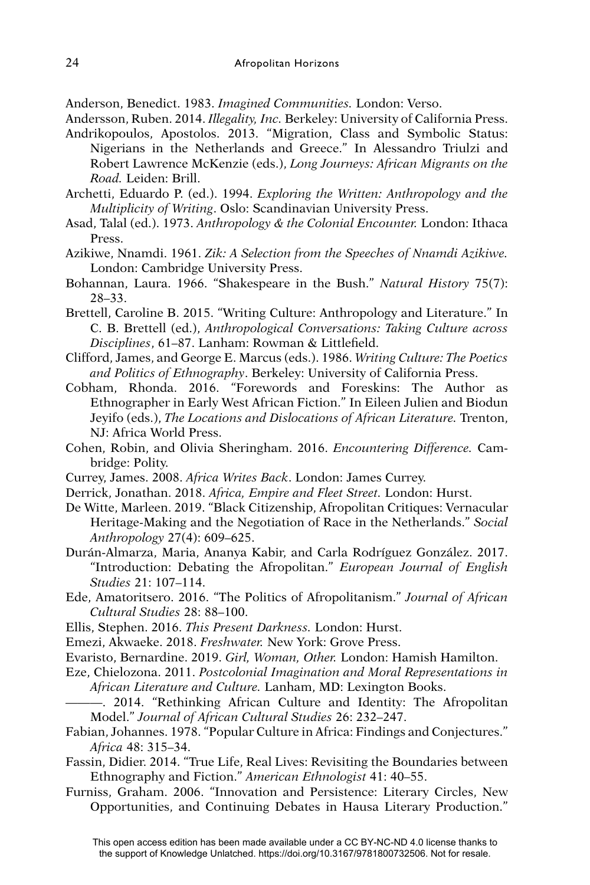Anderson, Benedict. 1983. *Imagined Communities.* London: Verso.

Andersson, Ruben. 2014. *Illegality, Inc.* Berkeley: University of California Press.

Andrikopoulos, Apostolos. 2013. "Migration, Class and Symbolic Status: Nigerians in the Netherlands and Greece." In Alessandro Triulzi and Robert Lawrence McKenzie (eds.), *Long Journeys: African Migrants on the Road.* Leiden: Brill.

Archetti, Eduardo P. (ed.). 1994. *Exploring the Written: Anthropology and the Multiplicity of Writing*. Oslo: Scandinavian University Press.

Asad, Talal (ed.). 1973. *Anthropology & the Colonial Encounter.* London: Ithaca Press.

Azikiwe, Nnamdi. 1961. *Zik: A Selection from the Speeches of Nnamdi Azikiwe.* London: Cambridge University Press.

Bohannan, Laura. 1966. "Shakespeare in the Bush." *Natural History* 75(7): 28–33.

Brettell, Caroline B. 2015. "Writing Culture: Anthropology and Literature." In C. B. Brettell (ed.), *Anthropological Conversations: Taking Culture across Disciplines*, 61–87. Lanham: Rowman & Littlefield.

Clifford, James, and George E. Marcus (eds.). 1986. *Writing Culture: The Poetics and Politics of Ethnography*. Berkeley: University of California Press.

Cobham, Rhonda. 2016. "Forewords and Foreskins: The Author as Ethnographer in Early West African Fiction." In Eileen Julien and Biodun Jeyifo (eds.), *The Locations and Dislocations of African Literature.* Trenton, NJ: Africa World Press.

Cohen, Robin, and Olivia Sheringham. 2016. *Encountering Difference.* Cambridge: Polity.

Currey, James. 2008. *Africa Writes Back*. London: James Currey.

Derrick, Jonathan. 2018. *Africa, Empire and Fleet Street.* London: Hurst.

De Witte, Marleen. 2019. "Black Citizenship, Afropolitan Critiques: Vernacular Heritage-Making and the Negotiation of Race in the Netherlands." *Social Anthropology* 27(4): 609–625.

Durán-Almarza, Maria, Ananya Kabir, and Carla Rodríguez González. 2017. "Introduction: Debating the Afropolitan." *European Journal of English Studies* 21: 107–114.

Ede, Amatoritsero. 2016. "The Politics of Afropolitanism." *Journal of African Cultural Studies* 28: 88–100.

Ellis, Stephen. 2016. *This Present Darkness.* London: Hurst.

Emezi, Akwaeke. 2018. *Freshwater.* New York: Grove Press.

Evaristo, Bernardine. 2019. *Girl, Woman, Other.* London: Hamish Hamilton.

Eze, Chielozona. 2011. *Postcolonial Imagination and Moral Representations in African Literature and Culture.* Lanham, MD: Lexington Books.

———. 2014. "Rethinking African Culture and Identity: The Afropolitan Model." *Journal of African Cultural Studies* 26: 232–247.

Fabian, Johannes. 1978. "Popular Culture in Africa: Findings and Conjectures." *Africa* 48: 315–34.

Fassin, Didier. 2014. "True Life, Real Lives: Revisiting the Boundaries between Ethnography and Fiction." *American Ethnologist* 41: 40–55.

Furniss, Graham. 2006. "Innovation and Persistence: Literary Circles, New Opportunities, and Continuing Debates in Hausa Literary Production."

This open access edition has been made available under a CC BY-NC-ND 4.0 license thanks to the support of Knowledge Unlatched. https://doi.org/10.3167/9781800732506. Not for resale.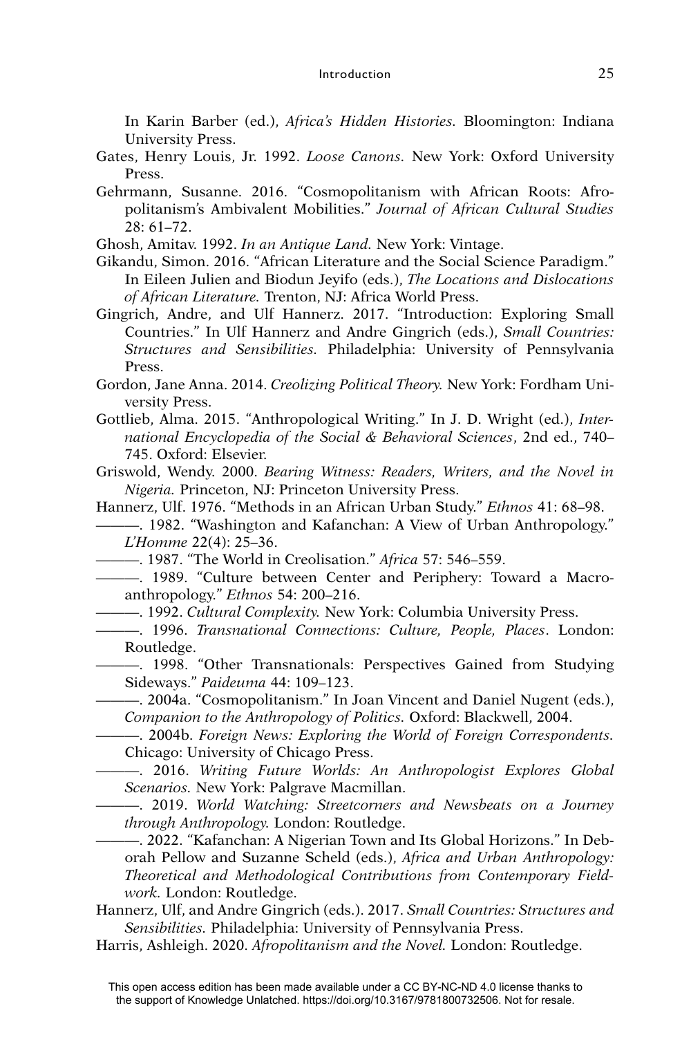In Karin Barber (ed.), *Africa's Hidden Histories*. Bloomington: Indiana University Press.

Gates, Henry Louis, Jr. 1992. *Loose Canons*. New York: Oxford University Press.

Gehrmann, Susanne. 2016. "Cosmopolitanism with African Roots: Afropolitanism's Ambivalent Mobilities." *Journal of African Cultural Studies* 28: 61–72.

Ghosh, Amitav. 1992. *In an Antique Land*. New York: Vintage.

Gikandu, Simon. 2016. "African Literature and the Social Science Paradigm." In Eileen Julien and Biodun Jeyifo (eds.), *The Locations and Dislocations of African Literature*. Trenton, NJ: Africa World Press.

Gingrich, Andre, and Ulf Hannerz. 2017. "Introduction: Exploring Small Countries." In Ulf Hannerz and Andre Gingrich (eds.), *Small Countries: Structures and Sensibilities*. Philadelphia: University of Pennsylvania Press.

Gordon, Jane Anna. 2014. *Creolizing Political Theory*. New York: Fordham University Press.

Gottlieb, Alma. 2015. "Anthropological Writing." In J. D. Wright (ed.), *International Encyclopedia of the Social & Behavioral Sciences*, 2nd ed., 740–745. Oxford: Elsevier.

Griswold, Wendy. 2000. *Bearing Witness: Readers, Writers, and the Novel in Nigeria*. Princeton, NJ: Princeton University Press.

Hannerz, Ulf. 1976. "Methods in an African Urban Study." *Ethnos* 41: 68–98.

———. 1982. "Washington and Kafanchan: A View of Urban Anthropology." *L'Homme* 22(4): 25–36.

———. 1987. "The World in Creolisation." *Africa* 57: 546–559.

———. 1989. "Culture between Center and Periphery: Toward a Macroanthropology." *Ethnos* 54: 200–216.

———. 1992. *Cultural Complexity*. New York: Columbia University Press.

———. 1996. *Transnational Connections: Culture, People, Places*. London: Routledge.

———. 1998. "Other Transnationals: Perspectives Gained from Studying Sideways." *Paideuma* 44: 109–123.

———. 2004a. "Cosmopolitanism." In Joan Vincent and Daniel Nugent (eds.), *Companion to the Anthropology of Politics*. Oxford: Blackwell, 2004.

———. 2004b. *Foreign News: Exploring the World of Foreign Correspondents*. Chicago: University of Chicago Press.

———. 2016. *Writing Future Worlds: An Anthropologist Explores Global Scenarios*. New York: Palgrave Macmillan.

———. 2019. *World Watching: Streetcorners and Newsbeats on a Journey through Anthropology*. London: Routledge.

———. 2022. "Kafanchan: A Nigerian Town and Its Global Horizons." In Deborah Pellow and Suzanne Scheld (eds.), *Africa and Urban Anthropology: Theoretical and Methodological Contributions from Contemporary Fieldwork*. London: Routledge.

Hannerz, Ulf, and Andre Gingrich (eds.). 2017. *Small Countries: Structures and Sensibilities*. Philadelphia: University of Pennsylvania Press.

Harris, Ashleigh. 2020. *Afropolitanism and the Novel*. London: Routledge.

This open access edition has been made available under a CC BY-NC-ND 4.0 license thanks to the support of Knowledge Unlatched. https://doi.org/10.3167/9781800732506. Not for resale.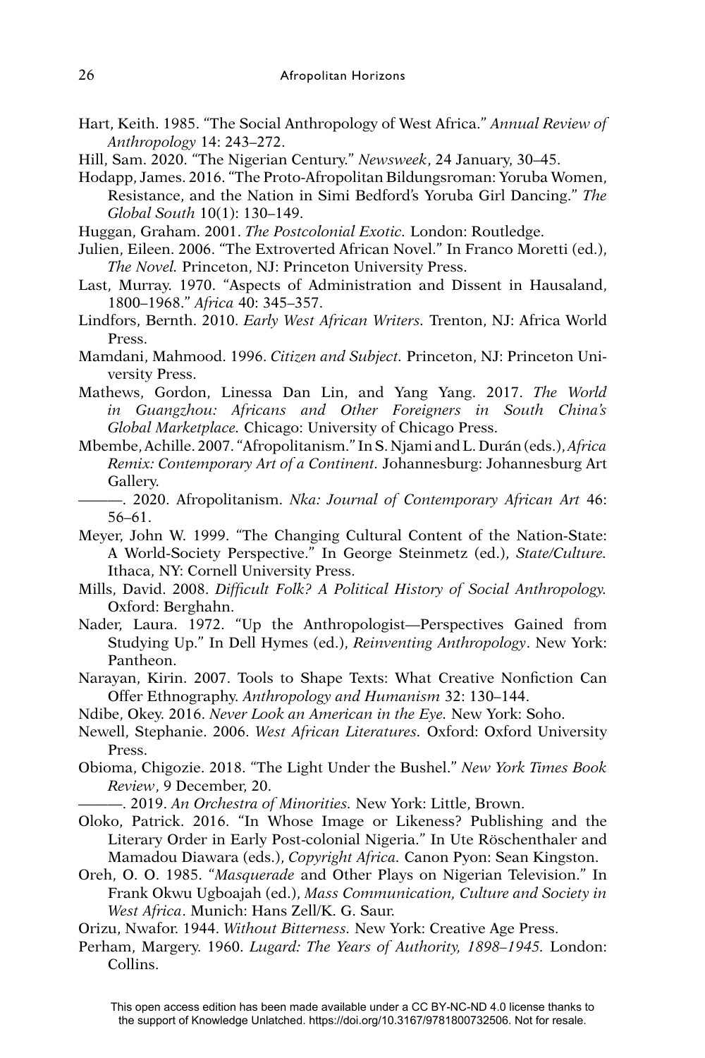Hart, Keith. 1985. "The Social Anthropology of West Africa." *Annual Review of Anthropology* 14: 243–272.

Hill, Sam. 2020. "The Nigerian Century." *Newsweek*, 24 January, 30–45.

Hodapp, James. 2016. "The Proto-Afropolitan Bildungsroman: Yoruba Women, Resistance, and the Nation in Simi Bedford's Yoruba Girl Dancing." *The Global South* 10(1): 130–149.

Huggan, Graham. 2001. *The Postcolonial Exotic.* London: Routledge.

Julien, Eileen. 2006. "The Extroverted African Novel." In Franco Moretti (ed.), *The Novel.* Princeton, NJ: Princeton University Press.

Last, Murray. 1970. "Aspects of Administration and Dissent in Hausaland, 1800–1968." *Africa* 40: 345–357.

Lindfors, Bernth. 2010. *Early West African Writers.* Trenton, NJ: Africa World Press.

Mamdani, Mahmood. 1996. *Citizen and Subject.* Princeton, NJ: Princeton University Press.

Mathews, Gordon, Linessa Dan Lin, and Yang Yang. 2017. *The World in Guangzhou: Africans and Other Foreigners in South China's Global Marketplace.* Chicago: University of Chicago Press.

Mbembe, Achille. 2007. "Afropolitanism." In S. Njami and L. Durán (eds.), *Africa Remix: Contemporary Art of a Continent.* Johannesburg: Johannesburg Art Gallery.

———. 2020. Afropolitanism. *Nka: Journal of Contemporary African Art* 46: 56–61.

Meyer, John W. 1999. "The Changing Cultural Content of the Nation-State: A World-Society Perspective." In George Steinmetz (ed.), *State/Culture.* Ithaca, NY: Cornell University Press.

Mills, David. 2008. *Difficult Folk? A Political History of Social Anthropology.* Oxford: Berghahn.

Nader, Laura. 1972. "Up the Anthropologist—Perspectives Gained from Studying Up." In Dell Hymes (ed.), *Reinventing Anthropology*. New York: Pantheon.

Narayan, Kirin. 2007. Tools to Shape Texts: What Creative Nonfiction Can Offer Ethnography. *Anthropology and Humanism* 32: 130–144.

Ndibe, Okey. 2016. *Never Look an American in the Eye.* New York: Soho.

Newell, Stephanie. 2006. *West African Literatures.* Oxford: Oxford University Press.

Obioma, Chigozie. 2018. "The Light Under the Bushel." *New York Times Book Review*, 9 December, 20.

———. 2019. *An Orchestra of Minorities.* New York: Little, Brown.

Oloko, Patrick. 2016. "In Whose Image or Likeness? Publishing and the Literary Order in Early Post-colonial Nigeria." In Ute Röschenthaler and Mamadou Diawara (eds.), *Copyright Africa.* Canon Pyon: Sean Kingston.

Oreh, O. O. 1985. "*Masquerade* and Other Plays on Nigerian Television." In Frank Okwu Ugboajah (ed.), *Mass Communication, Culture and Society in West Africa*. Munich: Hans Zell/K. G. Saur.

Orizu, Nwafor. 1944. *Without Bitterness.* New York: Creative Age Press.

Perham, Margery. 1960. *Lugard: The Years of Authority, 1898–1945.* London: Collins.

This open access edition has been made available under a CC BY-NC-ND 4.0 license thanks to the support of Knowledge Unlatched. https://doi.org/10.3167/9781800732506. Not for resale.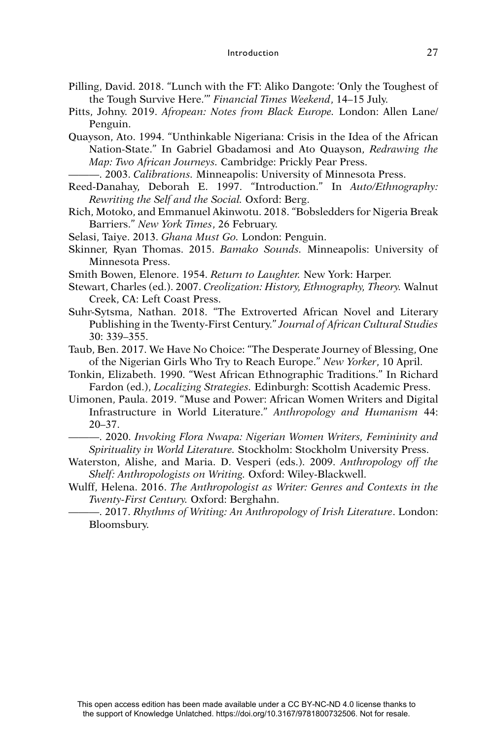Pilling, David. 2018. "Lunch with the FT: Aliko Dangote: 'Only the Toughest of the Tough Survive Here.'" *Financial Times Weekend*, 14–15 July.

Pitts, Johny. 2019. *Afropean: Notes from Black Europe.* London: Allen Lane/Penguin.

Quayson, Ato. 1994. "Unthinkable Nigeriana: Crisis in the Idea of the African Nation-State." In Gabriel Gbadamosi and Ato Quayson, *Redrawing the Map: Two African Journeys.* Cambridge: Prickly Pear Press.

———. 2003. *Calibrations.* Minneapolis: University of Minnesota Press.

Reed-Danahay, Deborah E. 1997. "Introduction." In *Auto/Ethnography: Rewriting the Self and the Social.* Oxford: Berg.

Rich, Motoko, and Emmanuel Akinwotu. 2018. "Bobsledders for Nigeria Break Barriers." *New York Times*, 26 February.

Selasi, Taiye. 2013. *Ghana Must Go.* London: Penguin.

Skinner, Ryan Thomas. 2015. *Bamako Sounds.* Minneapolis: University of Minnesota Press.

Smith Bowen, Elenore. 1954. *Return to Laughter.* New York: Harper.

Stewart, Charles (ed.). 2007. *Creolization: History, Ethnography, Theory.* Walnut Creek, CA: Left Coast Press.

Suhr-Sytsma, Nathan. 2018. "The Extroverted African Novel and Literary Publishing in the Twenty-First Century." *Journal of African Cultural Studies* 30: 339–355.

Taub, Ben. 2017. We Have No Choice: "The Desperate Journey of Blessing, One of the Nigerian Girls Who Try to Reach Europe." *New Yorker*, 10 April.

Tonkin, Elizabeth. 1990. "West African Ethnographic Traditions." In Richard Fardon (ed.), *Localizing Strategies.* Edinburgh: Scottish Academic Press.

Uimonen, Paula. 2019. "Muse and Power: African Women Writers and Digital Infrastructure in World Literature." *Anthropology and Humanism* 44: 20–37.

———. 2020. *Invoking Flora Nwapa: Nigerian Women Writers, Femininity and Spirituality in World Literature.* Stockholm: Stockholm University Press.

Waterston, Alishe, and Maria. D. Vesperi (eds.). 2009. *Anthropology off the Shelf: Anthropologists on Writing.* Oxford: Wiley-Blackwell.

Wulff, Helena. 2016. *The Anthropologist as Writer: Genres and Contexts in the Twenty-First Century.* Oxford: Berghahn.

———. 2017. *Rhythms of Writing: An Anthropology of Irish Literature*. London: Bloomsbury.

This open access edition has been made available under a CC BY-NC-ND 4.0 license thanks to the support of Knowledge Unlatched. https://doi.org/10.3167/9781800732506. Not for resale.